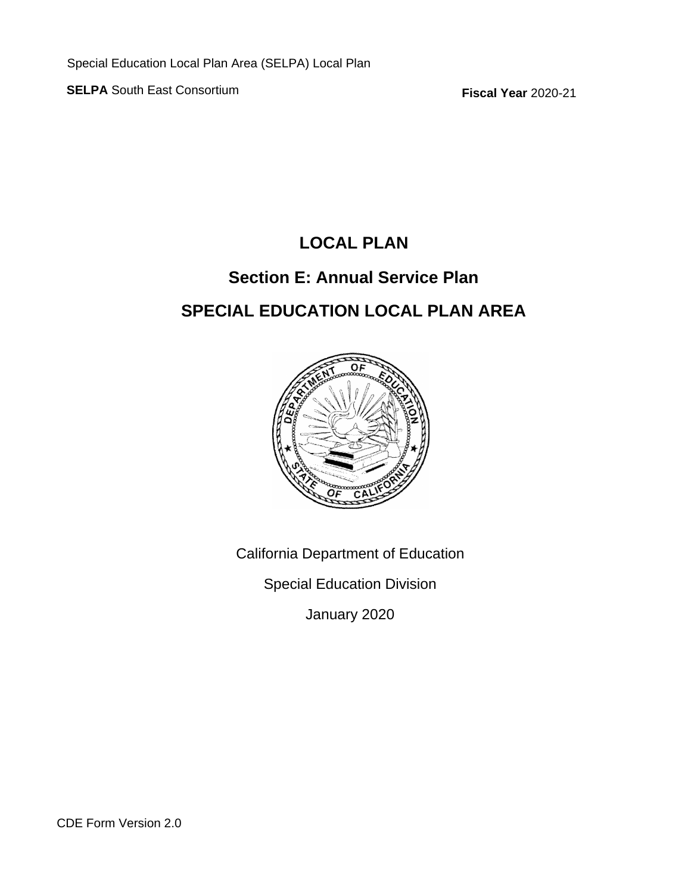Special Education Local Plan Area (SELPA) Local Plan

**SELPA** South East Consortium

**Fiscal Year** 2020-21

# LOCAL PLAN

## Section E: Annual Service Plan

## SPECIAL EDUCATION LOCAL PLAN AREA

California Department of Education

Special Education Division

January 2020

CDE Form Version 2.0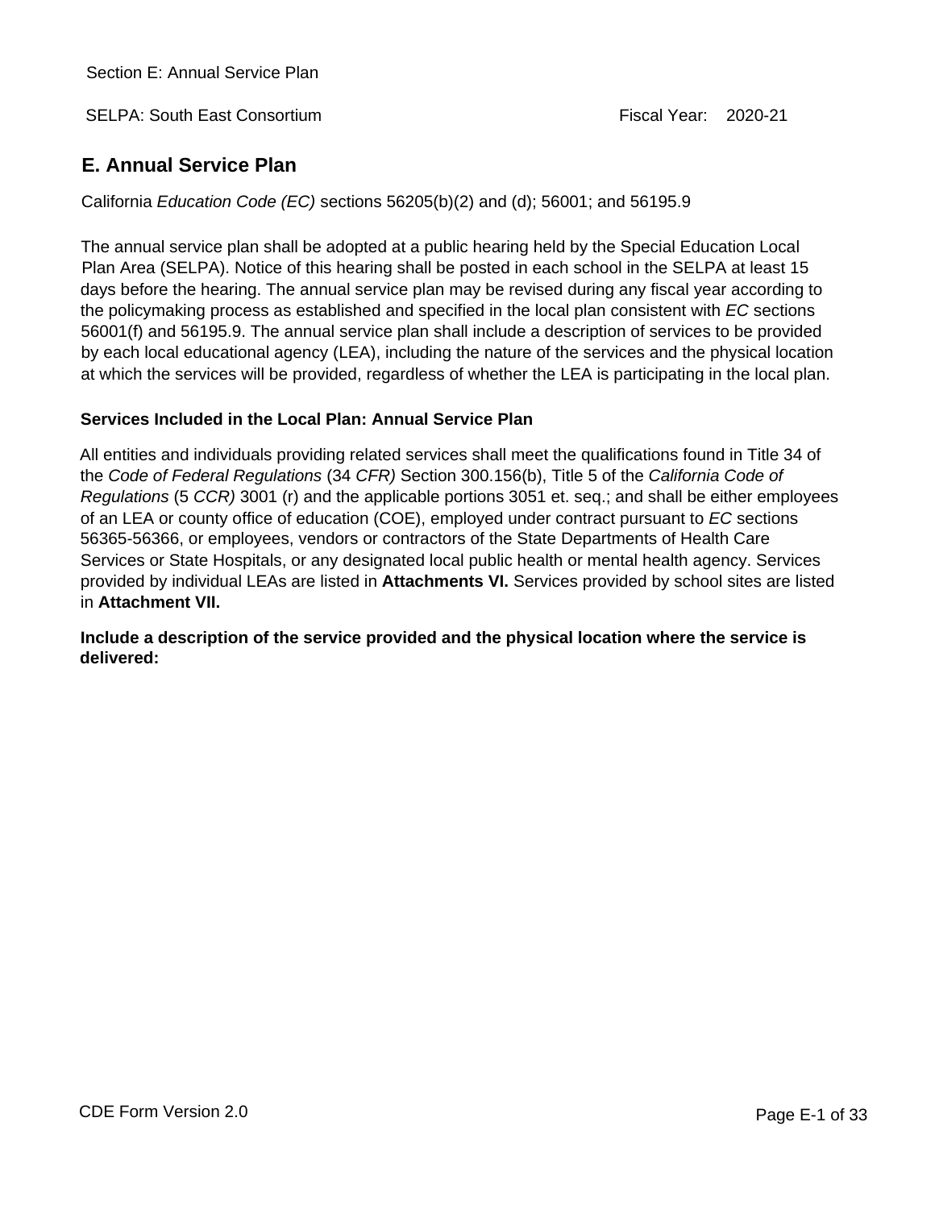Section E: Annual Service Plan

SELPA: South East Consortium Fiscal Year: 2020-21

## E. Annual Service Plan

California *Education Code (EC)* sections 56205(b)(2) and (d); 56001; and 56195.9

The annual service plan shall be adopted at a public hearing held by the Special Education Local Plan Area (SELPA). Notice of this hearing shall be posted in each school in the SELPA at least 15 days before the hearing. The annual service plan may be revised during any fiscal year according to the policymaking process as established and specified in the local plan consistent with *EC* sections 56001(f) and 56195.9. The annual service plan shall include a description of services to be provided by each local educational agency (LEA), including the nature of the services and the physical location at which the services will be provided, regardless of whether the LEA is participating in the local plan.

### Services Included in the Local Plan: Annual Service Plan

All entities and individuals providing related services shall meet the qualifications found in Title 34 of the *Code of Federal Regulations* (34 *CFR)* Section 300.156(b), Title 5 of the *California Code of Regulations* (5 *CCR)* 3001 (r) and the applicable portions 3051 et. seq.; and shall be either employees of an LEA or county office of education (COE), employed under contract pursuant to *EC* sections 56365-56366, or employees, vendors or contractors of the State Departments of Health Care Services or State Hospitals, or any designated local public health or mental health agency. Services provided by individual LEAs are listed in **Attachments VI.** Services provided by school sites are listed in **Attachment VII.**

**Include a description of the service provided and the physical location where the service is delivered:**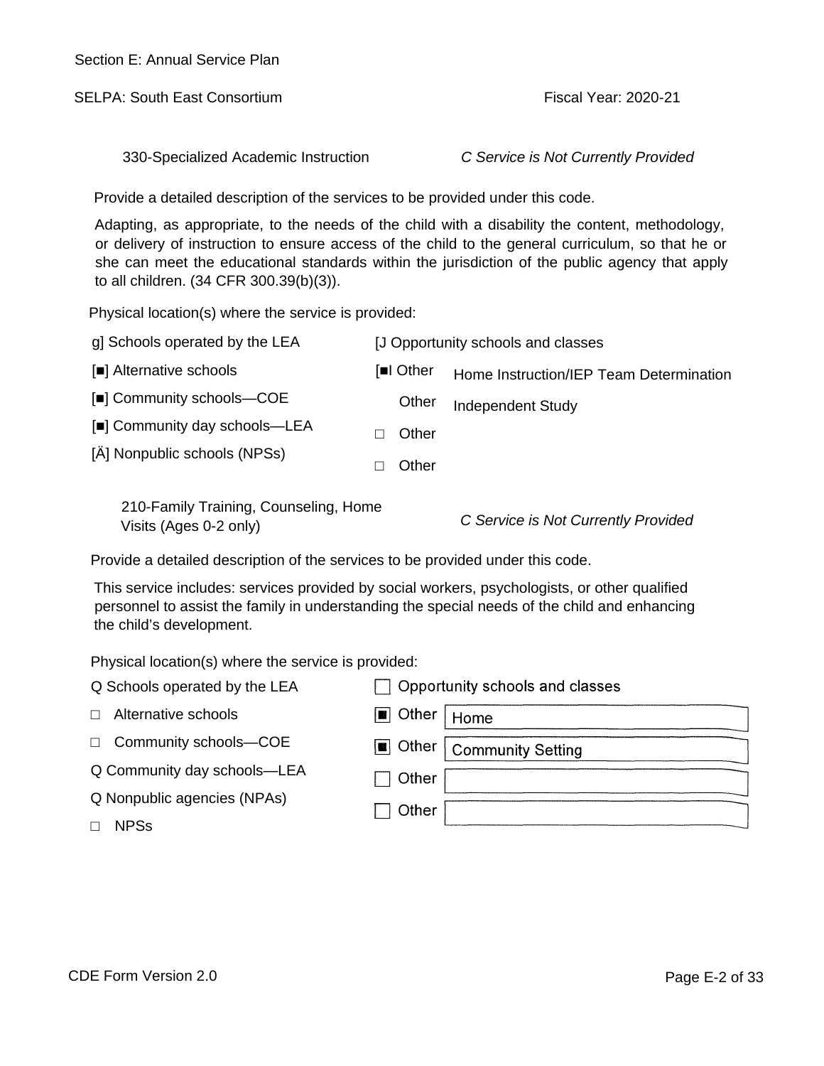Section E: Annual Service Plan

SELPA: South East Consortium

Fiscal Year: 2020-21

330-Specialized Academic Instruction

*C Service is Not Currently Provided*

Provide a detailed description of the services to be provided under this code.

Adapting, as appropriate, to the needs of the child with a disability the content, methodology, or delivery of instruction to ensure access of the child to the general curriculum, so that he or she can meet the educational standards within the jurisdiction of the public agency that apply to all children. (34 CFR 300.39(b)(3)).

Physical location(s) where the service is provided:

- g] Schools operated by the LEA
- [■] Alternative schools
- [■] Community schools—COE
- [■] Community day schools—LEA
- [Ä] Nonpublic schools (NPSs)
- [J Opportunity schools and classes
- [■I Other: Home Instruction/IEP Team Determination
- Other: Independent Study
- □ Other
- □ Other

210-Family Training, Counseling, Home Visits (Ages 0-2 only)

*C Service is Not Currently Provided*

Provide a detailed description of the services to be provided under this code.

This service includes: services provided by social workers, psychologists, or other qualified personnel to assist the family in understanding the special needs of the child and enhancing the child's development.

Physical location(s) where the service is provided:

- Q Schools operated by the LEA
- □ Alternative schools
- □ Community schools—COE
- Q Community day schools—LEA
- Q Nonpublic agencies (NPAs)
- □ NPSs
- □ Opportunity schools and classes
- ■ Other: Home
- ■ Other: Community Setting
- □ Other
- □ Other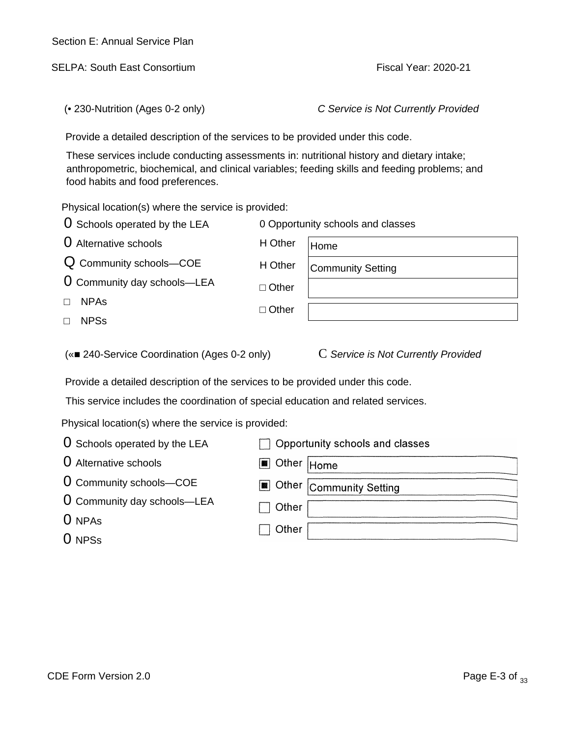Section E: Annual Service Plan

SELPA: South East Consortium Fiscal Year: 2020-21

(• 230-Nutrition (Ages 0-2 only) *C Service is Not Currently Provided*

Provide a detailed description of the services to be provided under this code.

These services include conducting assessments in: nutritional history and dietary intake; anthropometric, biochemical, and clinical variables; feeding skills and feeding problems; and food habits and food preferences.

Physical location(s) where the service is provided:

- 0 Schools operated by the LEA
- 0 Alternative schools
- Q Community schools—COE
- 0 Community day schools—LEA
- □ NPAs
- □ NPSs
- 0 Opportunity schools and classes
- H Other: Home
- H Other: Community Setting
- □ Other:
- □ Other:

(«■ 240-Service Coordination (Ages 0-2 only) *C Service is Not Currently Provided*

Provide a detailed description of the services to be provided under this code.

This service includes the coordination of special education and related services.

Physical location(s) where the service is provided:

- 0 Schools operated by the LEA
- 0 Alternative schools
- 0 Community schools—COE
- 0 Community day schools—LEA
- 0 NPAs
- 0 NPSs
- □ Opportunity schools and classes
- ■ Other: Home
- ■ Other: Community Setting
- □ Other:
- □ Other:

CDE Form Version 2.0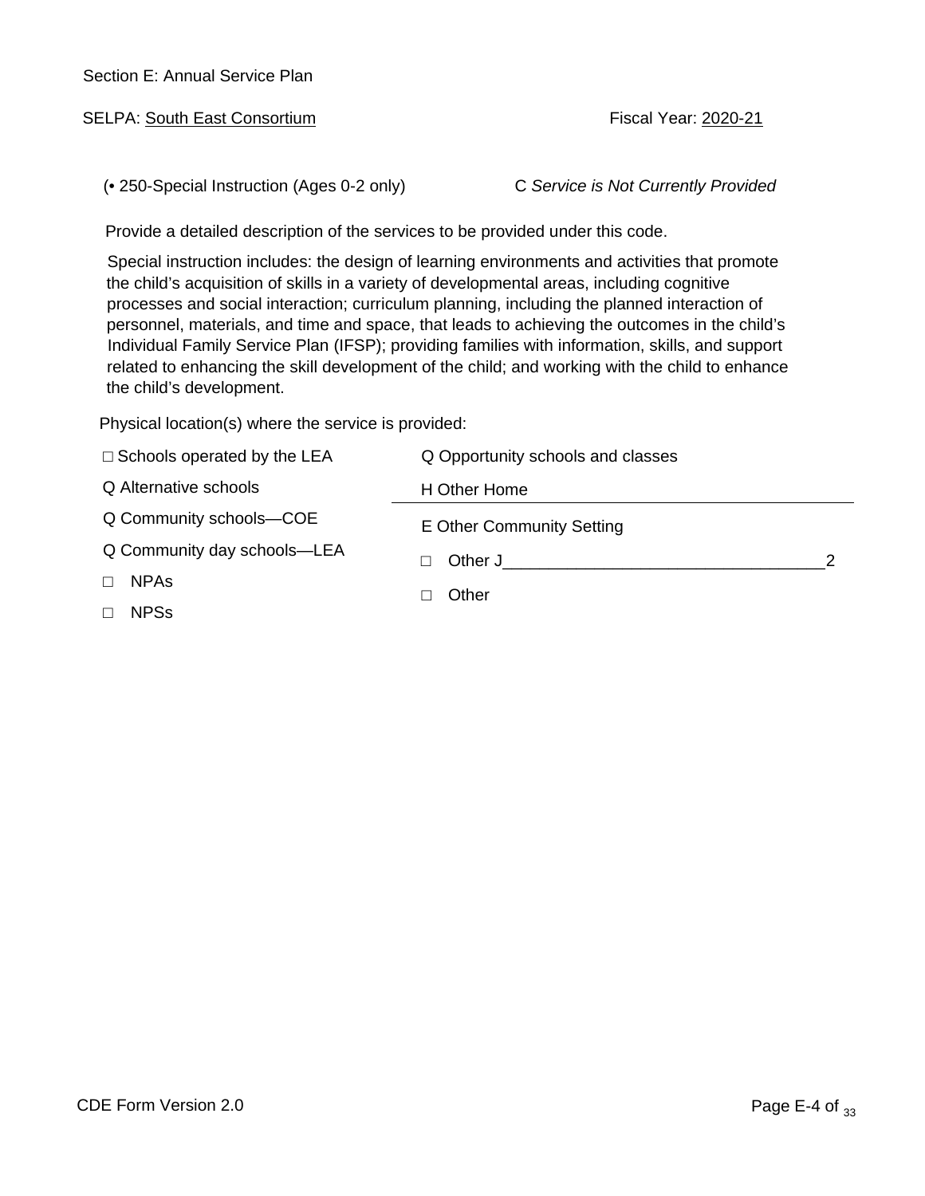Section E: Annual Service Plan

SELPA: South East Consortium

Fiscal Year: 2020-21

(• 250-Special Instruction (Ages 0-2 only)

C *Service is Not Currently Provided*

Provide a detailed description of the services to be provided under this code.

Special instruction includes: the design of learning environments and activities that promote the child's acquisition of skills in a variety of developmental areas, including cognitive processes and social interaction; curriculum planning, including the planned interaction of personnel, materials, and time and space, that leads to achieving the outcomes in the child's Individual Family Service Plan (IFSP); providing families with information, skills, and support related to enhancing the skill development of the child; and working with the child to enhance the child's development.

Physical location(s) where the service is provided:

- □ Schools operated by the LEA
- Q Alternative schools
- Q Community schools—COE
- Q Community day schools—LEA
- □ NPAs
- □ NPSs
- Q Opportunity schools and classes
- H Other Home
- E Other Community Setting
- □ Other J__________________________________2
- □ Other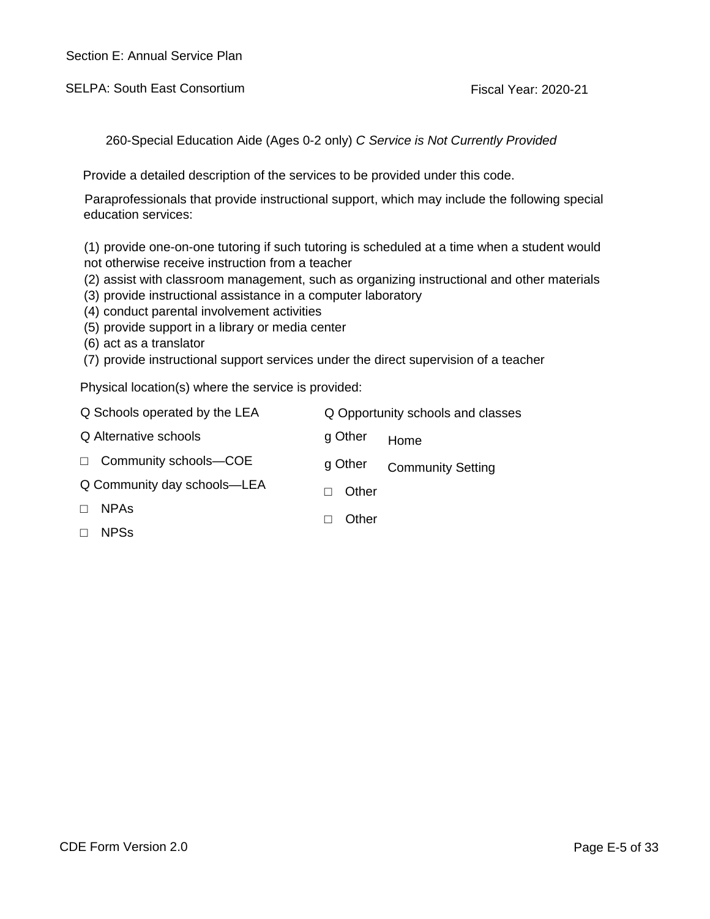Section E: Annual Service Plan

SELPA: South East Consortium

Fiscal Year: 2020-21

260-Special Education Aide (Ages 0-2 only) *C Service is Not Currently Provided*

Provide a detailed description of the services to be provided under this code.

Paraprofessionals that provide instructional support, which may include the following special education services:

(1) provide one-on-one tutoring if such tutoring is scheduled at a time when a student would not otherwise receive instruction from a teacher
(2) assist with classroom management, such as organizing instructional and other materials
(3) provide instructional assistance in a computer laboratory
(4) conduct parental involvement activities
(5) provide support in a library or media center
(6) act as a translator
(7) provide instructional support services under the direct supervision of a teacher

Physical location(s) where the service is provided:

- Q Schools operated by the LEA
- Q Alternative schools
- □ Community schools—COE
- Q Community day schools—LEA
- □ NPAs
- □ NPSs
- Q Opportunity schools and classes
- g Other Home
- g Other Community Setting
- □ Other
- □ Other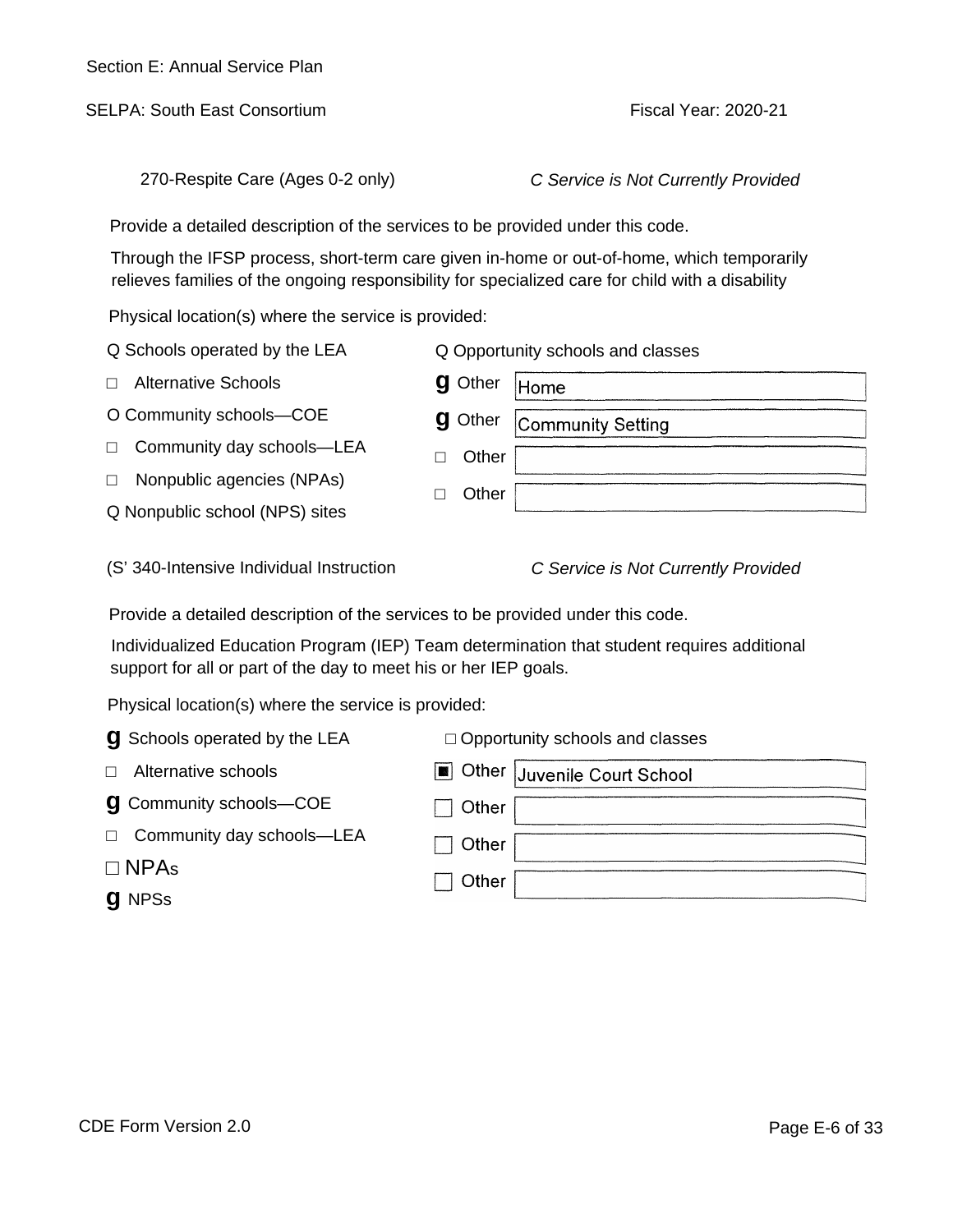Section E: Annual Service Plan

SELPA: South East Consortium

Fiscal Year: 2020-21

270-Respite Care (Ages 0-2 only)

*C Service is Not Currently Provided*

Provide a detailed description of the services to be provided under this code.

Through the IFSP process, short-term care given in-home or out-of-home, which temporarily relieves families of the ongoing responsibility for specialized care for child with a disability

Physical location(s) where the service is provided:

- Q Schools operated by the LEA
- □ Alternative Schools
- O Community schools—COE
- □ Community day schools—LEA
- □ Nonpublic agencies (NPAs)
- Q Nonpublic school (NPS) sites
- Q Opportunity schools and classes
- g Other: Home
- g Other: Community Setting
- □ Other:
- □ Other:

(S' 340-Intensive Individual Instruction

*C Service is Not Currently Provided*

Provide a detailed description of the services to be provided under this code.

Individualized Education Program (IEP) Team determination that student requires additional support for all or part of the day to meet his or her IEP goals.

Physical location(s) where the service is provided:

- g Schools operated by the LEA
- □ Alternative schools
- g Community schools—COE
- □ Community day schools—LEA
- □ NPAs
- g NPSs
- □ Opportunity schools and classes
- ■ Other: Juvenile Court School
- □ Other:
- □ Other:
- □ Other:

CDE Form Version 2.0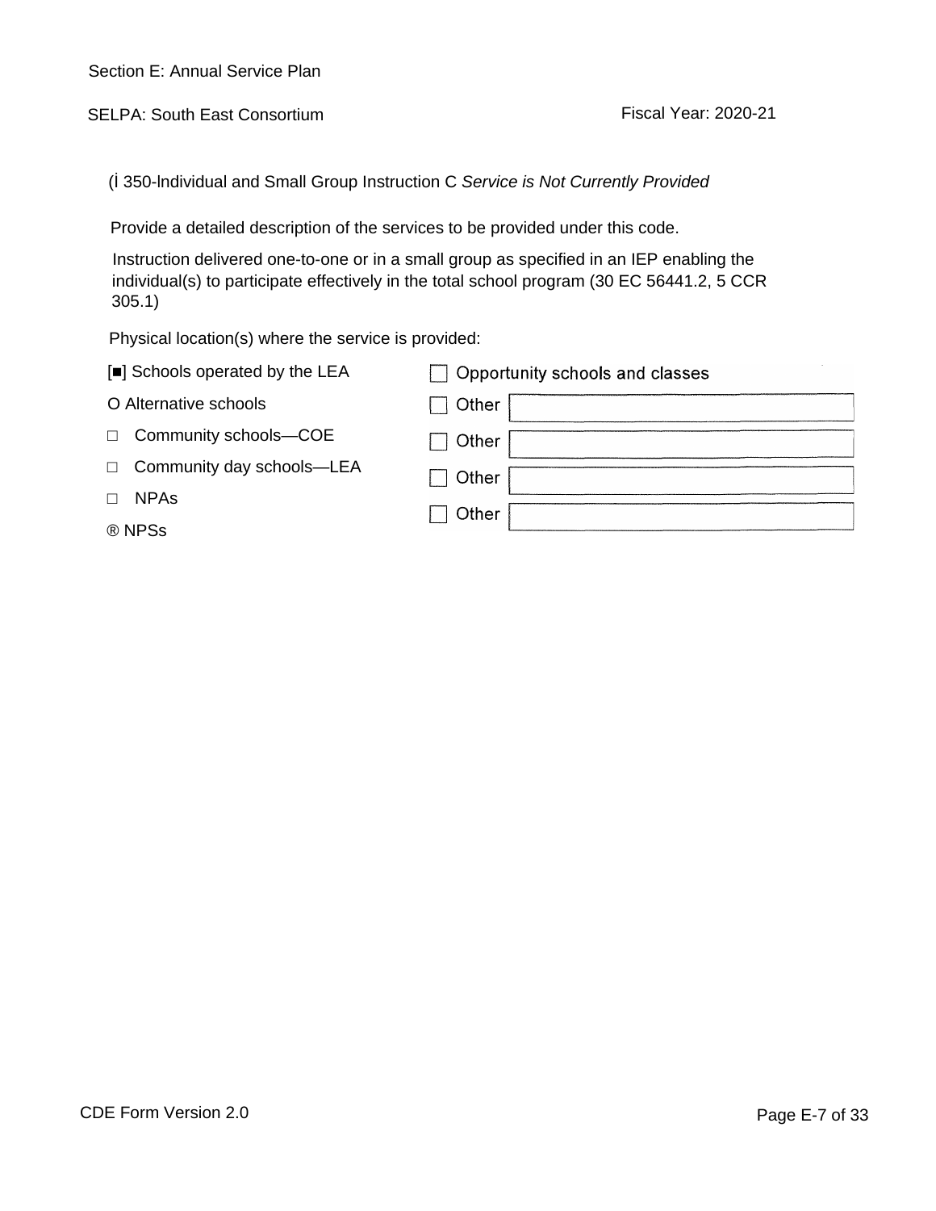Section E: Annual Service Plan

SELPA: South East Consortium

Fiscal Year: 2020-21

(İ 350-lndividual and Small Group Instruction C *Service is Not Currently Provided*

Provide a detailed description of the services to be provided under this code.

Instruction delivered one-to-one or in a small group as specified in an IEP enabling the individual(s) to participate effectively in the total school program (30 EC 56441.2, 5 CCR 305.1)

Physical location(s) where the service is provided:

- [■] Schools operated by the LEA
- O Alternative schools
- □ Community schools—COE
- □ Community day schools—LEA
- □ NPAs
- ® NPSs
- □ Opportunity schools and classes
- □ Other
- □ Other
- □ Other
- □ Other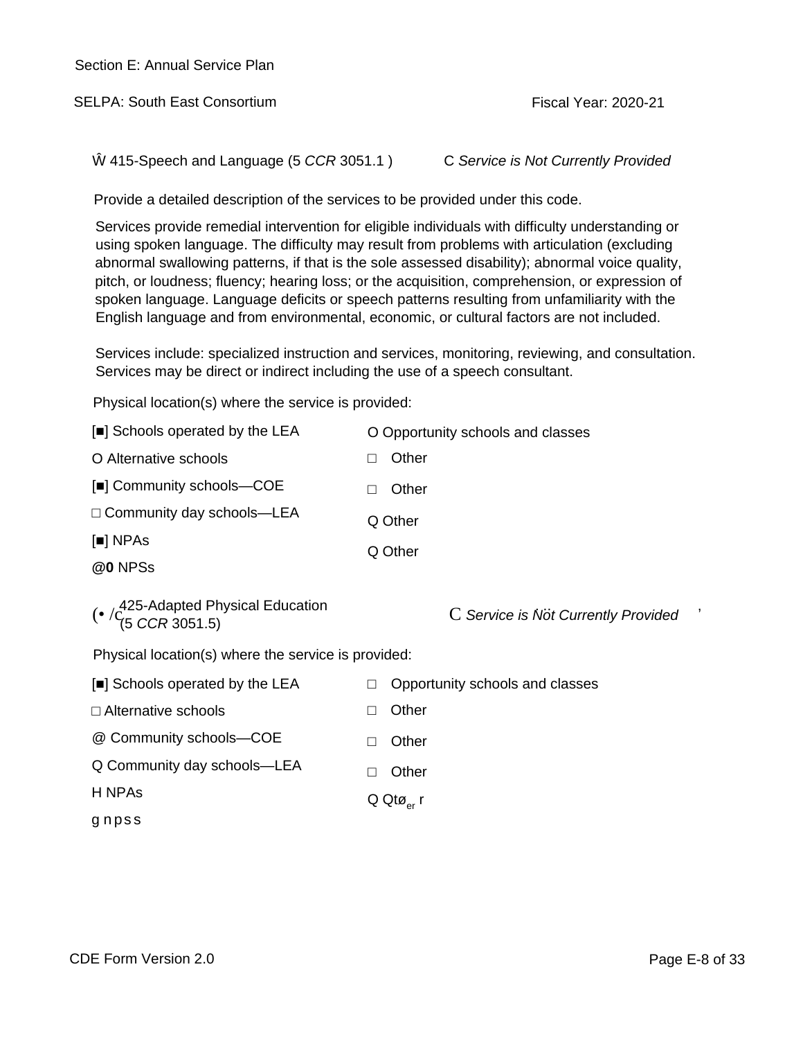Section E: Annual Service Plan

SELPA: South East Consortium

Fiscal Year: 2020-21

Ŵ 415-Speech and Language (5 *CCR* 3051.1 ) C *Service is Not Currently Provided*

Provide a detailed description of the services to be provided under this code.

Services provide remedial intervention for eligible individuals with difficulty understanding or using spoken language. The difficulty may result from problems with articulation (excluding abnormal swallowing patterns, if that is the sole assessed disability); abnormal voice quality, pitch, or loudness; fluency; hearing loss; or the acquisition, comprehension, or expression of spoken language. Language deficits or speech patterns resulting from unfamiliarity with the English language and from environmental, economic, or cultural factors are not included.

Services include: specialized instruction and services, monitoring, reviewing, and consultation. Services may be direct or indirect including the use of a speech consultant.

Physical location(s) where the service is provided:

[■] Schools operated by the LEA
O Alternative schools
[■] Community schools—COE
□ Community day schools—LEA
[■] NPAs
@**0** NPSs
O Opportunity schools and classes
□ Other
□ Other
Q Other
Q Other

(• /c 425-Adapted Physical Education (5 *CCR* 3051.5) C *Service is Nöt Currently Provided*

Physical location(s) where the service is provided:

[■] Schools operated by the LEA
□ Alternative schools
@ Community schools—COE
Q Community day schools—LEA
H NPAs
g n p s s
□ Opportunity schools and classes
□ Other
□ Other
□ Other
Q Qtøer r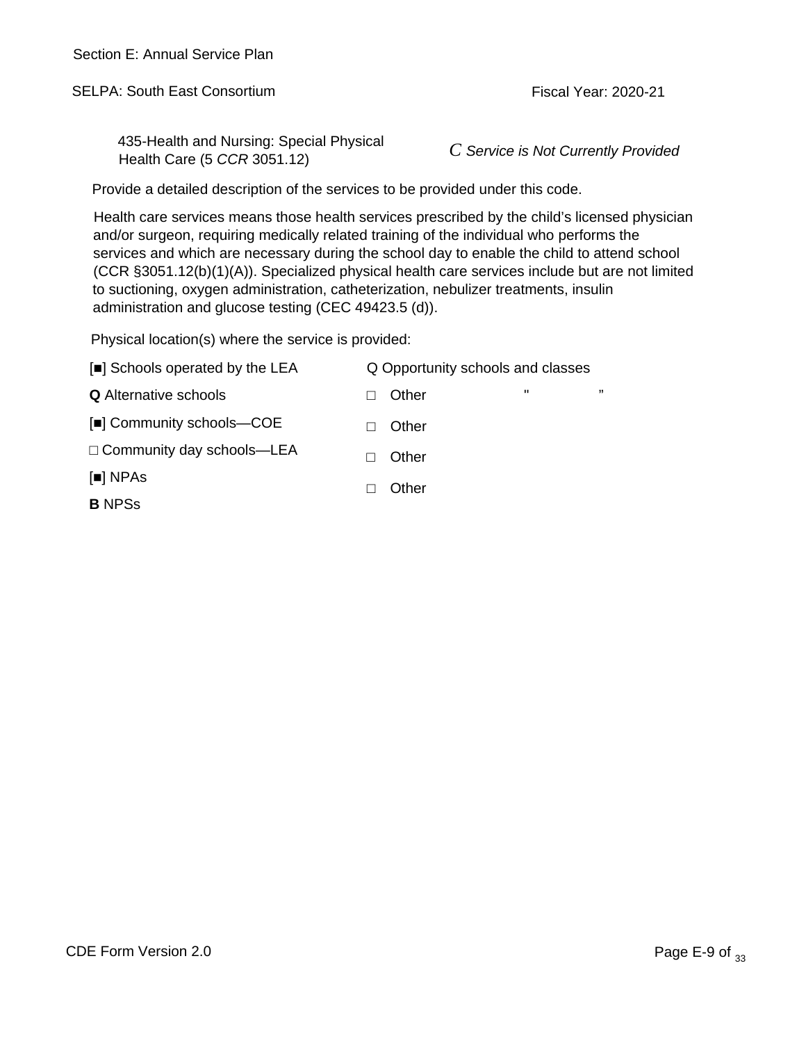Section E: Annual Service Plan

SELPA: South East Consortium

Fiscal Year: 2020-21

435-Health and Nursing: Special Physical Health Care (5 *CCR* 3051.12)

*C Service is Not Currently Provided*

Provide a detailed description of the services to be provided under this code.

Health care services means those health services prescribed by the child's licensed physician and/or surgeon, requiring medically related training of the individual who performs the services and which are necessary during the school day to enable the child to attend school (CCR §3051.12(b)(1)(A)). Specialized physical health care services include but are not limited to suctioning, oxygen administration, catheterization, nebulizer treatments, insulin administration and glucose testing (CEC 49423.5 (d)).

Physical location(s) where the service is provided:

- [■] Schools operated by the LEA
- **Q** Alternative schools
- [■] Community schools—COE
- □ Community day schools—LEA
- [■] NPAs
- **B** NPSs
- Q Opportunity schools and classes
- □ Other " ”
- □ Other
- □ Other
- □ Other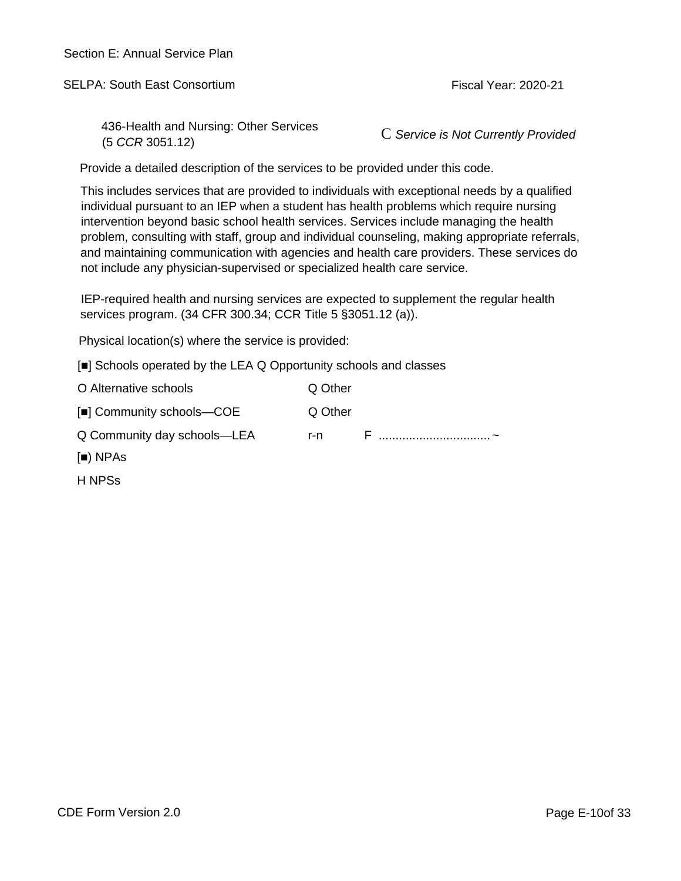Section E: Annual Service Plan

SELPA: South East Consortium

Fiscal Year: 2020-21

436-Health and Nursing: Other Services
(5 *CCR* 3051.12)

C *Service is Not Currently Provided*

Provide a detailed description of the services to be provided under this code.

This includes services that are provided to individuals with exceptional needs by a qualified individual pursuant to an IEP when a student has health problems which require nursing intervention beyond basic school health services. Services include managing the health problem, consulting with staff, group and individual counseling, making appropriate referrals, and maintaining communication with agencies and health care providers. These services do not include any physician-supervised or specialized health care service.

IEP-required health and nursing services are expected to supplement the regular health services program. (34 CFR 300.34; CCR Title 5 §3051.12 (a)).

Physical location(s) where the service is provided:

[■] Schools operated by the LEA Q Opportunity schools and classes

O Alternative schools

Q Other

[■] Community schools—COE

Q Other

Q Community day schools—LEA

r-n F ................................ ~

[■) NPAs

H NPSs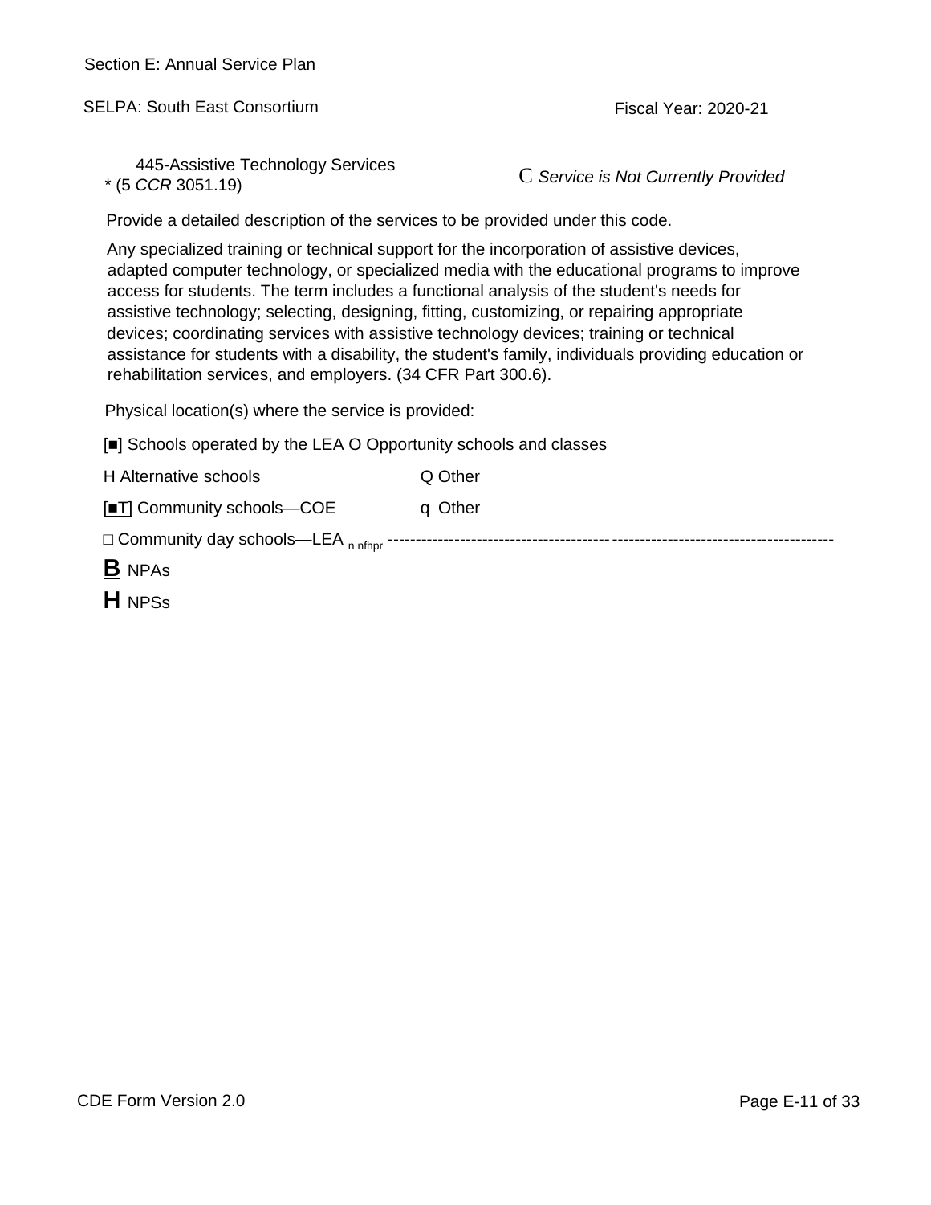Section E: Annual Service Plan

SELPA: South East Consortium

Fiscal Year: 2020-21

445-Assistive Technology Services
* (5 *CCR* 3051.19)

C *Service is Not Currently Provided*

Provide a detailed description of the services to be provided under this code.

Any specialized training or technical support for the incorporation of assistive devices, adapted computer technology, or specialized media with the educational programs to improve access for students. The term includes a functional analysis of the student's needs for assistive technology; selecting, designing, fitting, customizing, or repairing appropriate devices; coordinating services with assistive technology devices; training or technical assistance for students with a disability, the student's family, individuals providing education or rehabilitation services, and employers. (34 CFR Part 300.6).

Physical location(s) where the service is provided:

[■] Schools operated by the LEA O Opportunity schools and classes

H Alternative schools

Q Other

[■T] Community schools—COE

q Other

□ Community day schools—LEA n nfhpr

**B** NPAs

**H** NPSs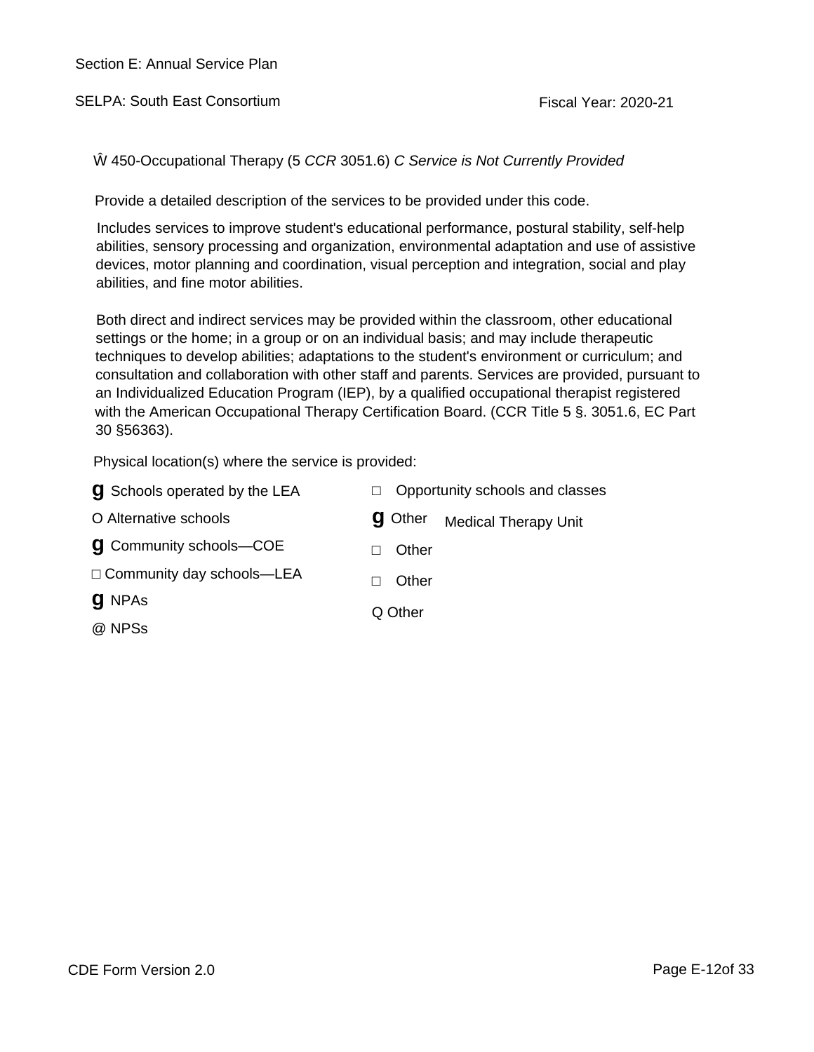Section E: Annual Service Plan

SELPA: South East Consortium

Fiscal Year: 2020-21

Ŵ 450-Occupational Therapy (5 *CCR* 3051.6) *C Service is Not Currently Provided*

Provide a detailed description of the services to be provided under this code.

Includes services to improve student's educational performance, postural stability, self-help abilities, sensory processing and organization, environmental adaptation and use of assistive devices, motor planning and coordination, visual perception and integration, social and play abilities, and fine motor abilities.

Both direct and indirect services may be provided within the classroom, other educational settings or the home; in a group or on an individual basis; and may include therapeutic techniques to develop abilities; adaptations to the student's environment or curriculum; and consultation and collaboration with other staff and parents. Services are provided, pursuant to an Individualized Education Program (IEP), by a qualified occupational therapist registered with the American Occupational Therapy Certification Board. (CCR Title 5 §. 3051.6, EC Part 30 §56363).

Physical location(s) where the service is provided:

- **g** Schools operated by the LEA
- O Alternative schools
- **g** Community schools—COE
- □ Community day schools—LEA
- **g** NPAs
- @ NPSs
- □ Opportunity schools and classes
- **g** Other Medical Therapy Unit
- □ Other
- □ Other
- Q Other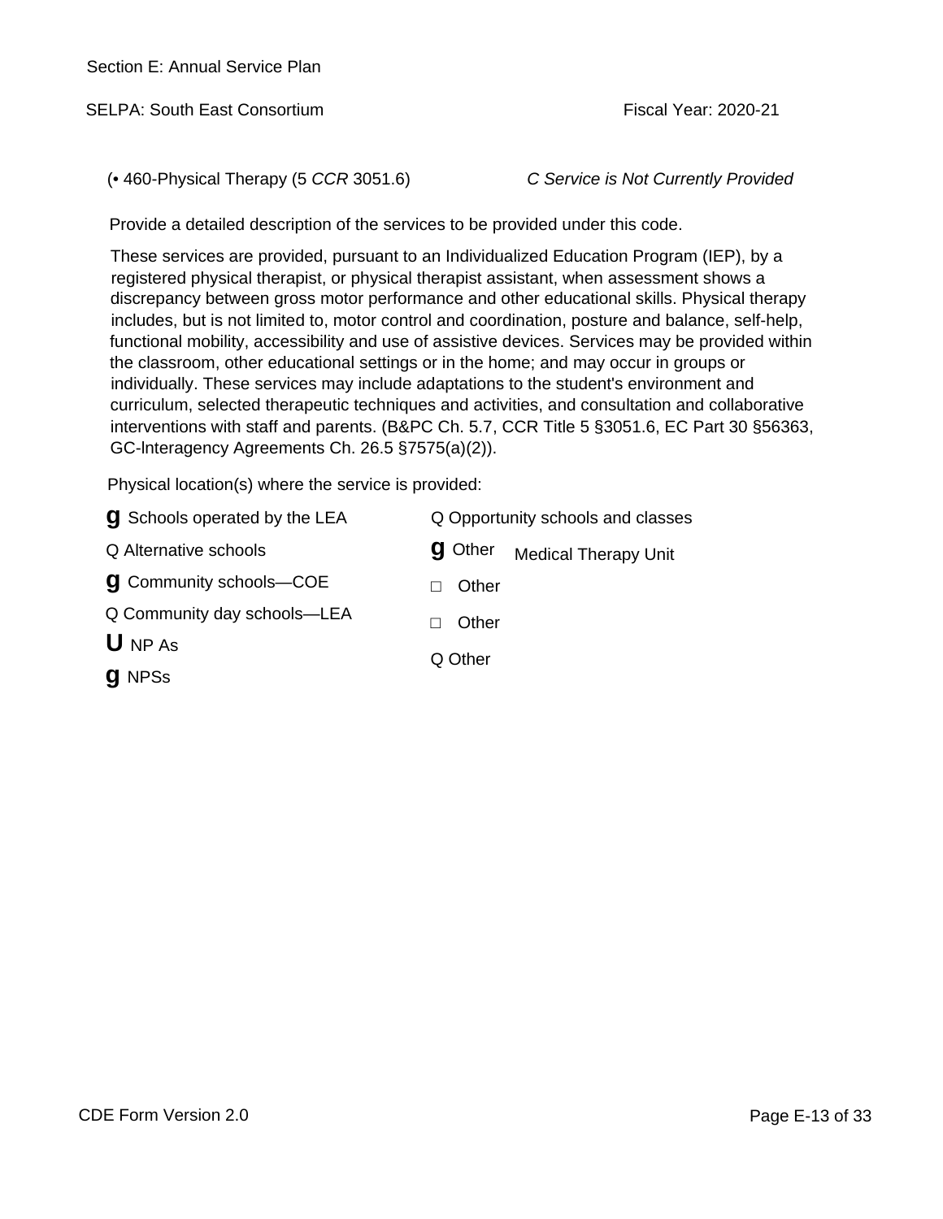Section E: Annual Service Plan

SELPA: South East Consortium Fiscal Year: 2020-21

(• 460-Physical Therapy (5 *CCR* 3051.6) *C Service is Not Currently Provided*

Provide a detailed description of the services to be provided under this code.

These services are provided, pursuant to an Individualized Education Program (IEP), by a registered physical therapist, or physical therapist assistant, when assessment shows a discrepancy between gross motor performance and other educational skills. Physical therapy includes, but is not limited to, motor control and coordination, posture and balance, self-help, functional mobility, accessibility and use of assistive devices. Services may be provided within the classroom, other educational settings or in the home; and may occur in groups or individually. These services may include adaptations to the student's environment and curriculum, selected therapeutic techniques and activities, and consultation and collaborative interventions with staff and parents. (B&PC Ch. 5.7, CCR Title 5 §3051.6, EC Part 30 §56363, GC-lnteragency Agreements Ch. 26.5 §7575(a)(2)).

Physical location(s) where the service is provided:

- **g** Schools operated by the LEA
- Q Alternative schools
- **g** Community schools—COE
- Q Community day schools—LEA
- **U** NP As
- **g** NPSs
- Q Opportunity schools and classes
- **g** Other Medical Therapy Unit
- □ Other
- □ Other
- Q Other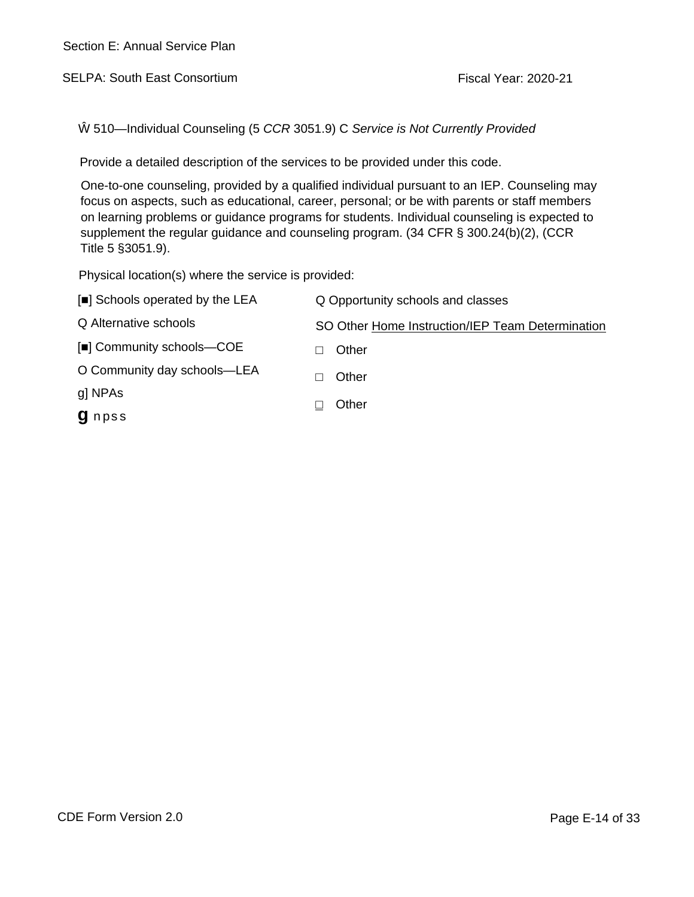Section E: Annual Service Plan

SELPA: South East Consortium

Fiscal Year: 2020-21

Ŵ 510—Individual Counseling (5 *CCR* 3051.9) C *Service is Not Currently Provided*

Provide a detailed description of the services to be provided under this code.

One-to-one counseling, provided by a qualified individual pursuant to an IEP. Counseling may focus on aspects, such as educational, career, personal; or be with parents or staff members on learning problems or guidance programs for students. Individual counseling is expected to supplement the regular guidance and counseling program. (34 CFR § 300.24(b)(2), (CCR Title 5 §3051.9).

Physical location(s) where the service is provided:

[■] Schools operated by the LEA

Q Alternative schools

[■] Community schools—COE

O Community day schools—LEA

g] NPAs

**g** npss

Q Opportunity schools and classes

SO Other Home Instruction/IEP Team Determination

□ Other

□ Other

□ Other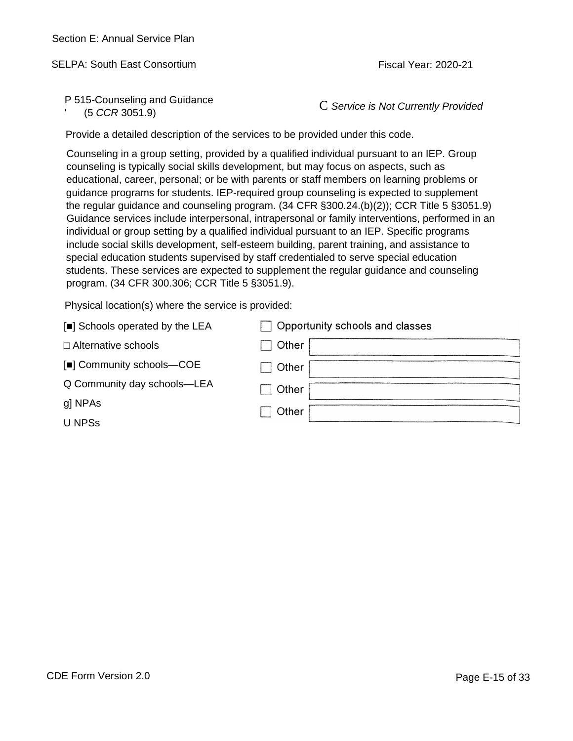Section E: Annual Service Plan

SELPA: South East Consortium

Fiscal Year: 2020-21

P 515-Counseling and Guidance
' (5 *CCR* 3051.9)

C *Service is Not Currently Provided*

Provide a detailed description of the services to be provided under this code.

Counseling in a group setting, provided by a qualified individual pursuant to an IEP. Group counseling is typically social skills development, but may focus on aspects, such as educational, career, personal; or be with parents or staff members on learning problems or guidance programs for students. IEP-required group counseling is expected to supplement the regular guidance and counseling program. (34 CFR §300.24.(b)(2)); CCR Title 5 §3051.9) Guidance services include interpersonal, intrapersonal or family interventions, performed in an individual or group setting by a qualified individual pursuant to an IEP. Specific programs include social skills development, self-esteem building, parent training, and assistance to special education students supervised by staff credentialed to serve special education students. These services are expected to supplement the regular guidance and counseling program. (34 CFR 300.306; CCR Title 5 §3051.9).

Physical location(s) where the service is provided:

[■] Schools operated by the LEA

□ Alternative schools

[■] Community schools—COE

Q Community day schools—LEA

g] NPAs

U NPSs

☐ Opportunity schools and classes

☐ Other

☐ Other

☐ Other

☐ Other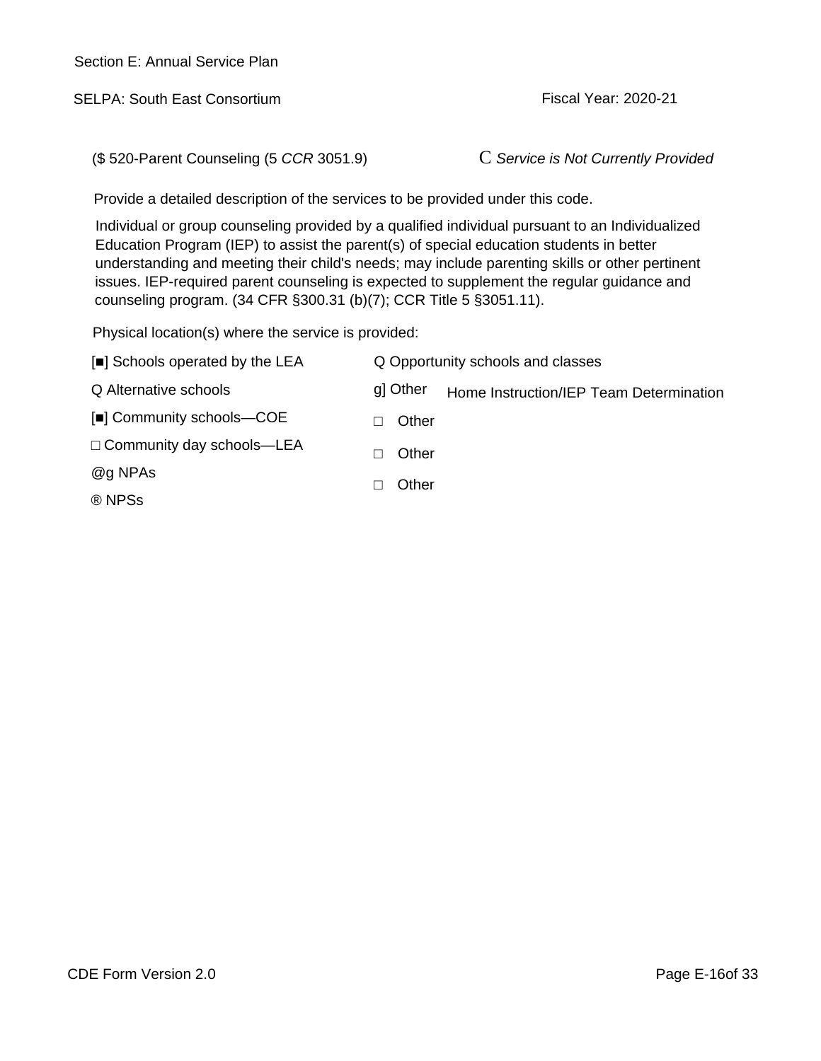Section E: Annual Service Plan

SELPA: South East Consortium

Fiscal Year: 2020-21

($ 520-Parent Counseling (5 *CCR* 3051.9)

C *Service is Not Currently Provided*

Provide a detailed description of the services to be provided under this code.

Individual or group counseling provided by a qualified individual pursuant to an Individualized Education Program (IEP) to assist the parent(s) of special education students in better understanding and meeting their child's needs; may include parenting skills or other pertinent issues. IEP-required parent counseling is expected to supplement the regular guidance and counseling program. (34 CFR §300.31 (b)(7); CCR Title 5 §3051.11).

Physical location(s) where the service is provided:

[■] Schools operated by the LEA

Q Alternative schools

[■] Community schools—COE

□ Community day schools—LEA

@g NPAs

® NPSs

Q Opportunity schools and classes

g] Other Home Instruction/IEP Team Determination

□ Other

□ Other

□ Other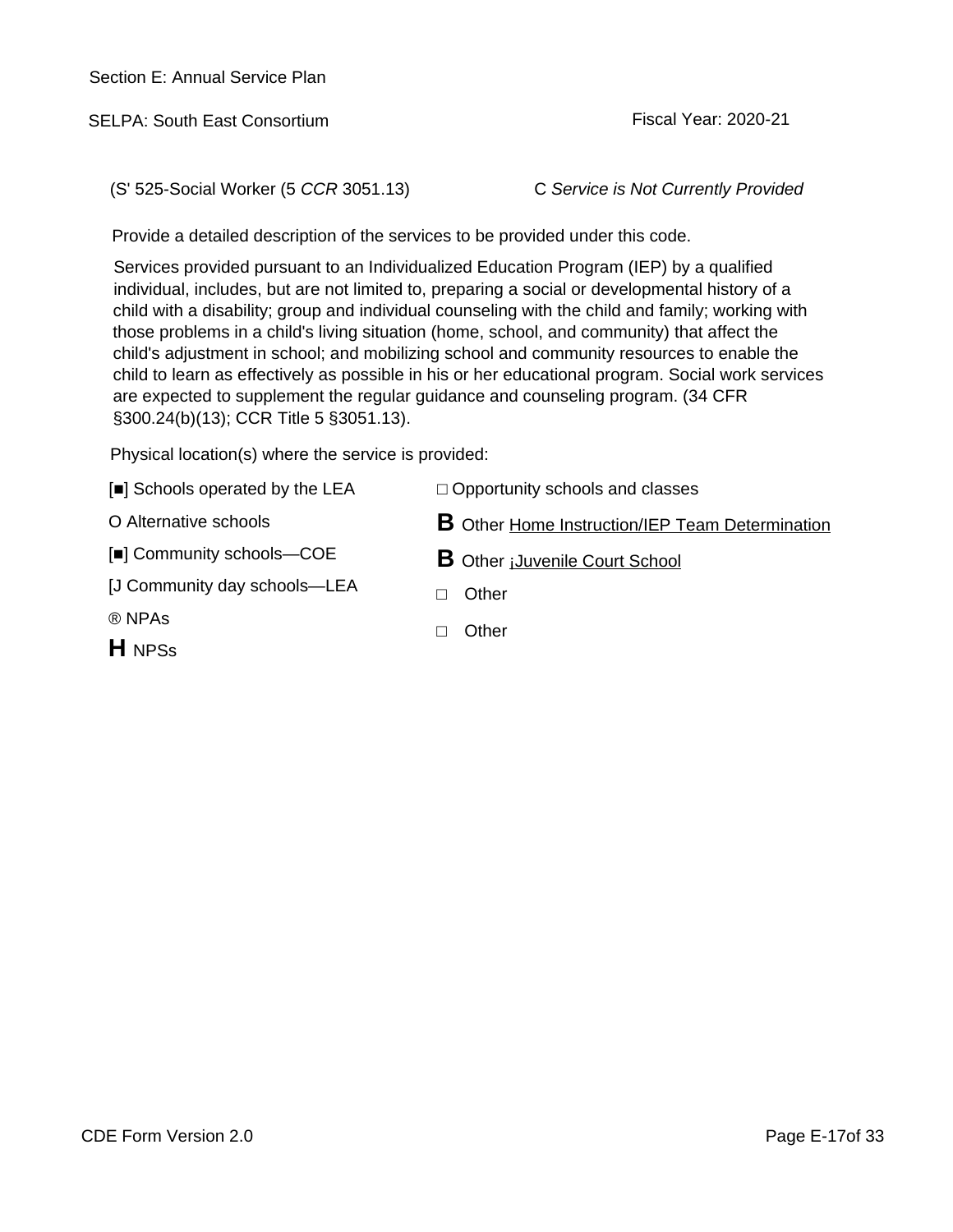Section E: Annual Service Plan

SELPA: South East Consortium

Fiscal Year: 2020-21

(S' 525-Social Worker (5 *CCR* 3051.13) C *Service is Not Currently Provided*

Provide a detailed description of the services to be provided under this code.

Services provided pursuant to an Individualized Education Program (IEP) by a qualified individual, includes, but are not limited to, preparing a social or developmental history of a child with a disability; group and individual counseling with the child and family; working with those problems in a child's living situation (home, school, and community) that affect the child's adjustment in school; and mobilizing school and community resources to enable the child to learn as effectively as possible in his or her educational program. Social work services are expected to supplement the regular guidance and counseling program. (34 CFR §300.24(b)(13); CCR Title 5 §3051.13).

Physical location(s) where the service is provided:

- [■] Schools operated by the LEA
- O Alternative schools
- [■] Community schools—COE
- [J Community day schools—LEA
- ® NPAs
- **H** NPSs
- □ Opportunity schools and classes
- **B** Other Home Instruction/IEP Team Determination
- **B** Other ¡Juvenile Court School
- □ Other
- □ Other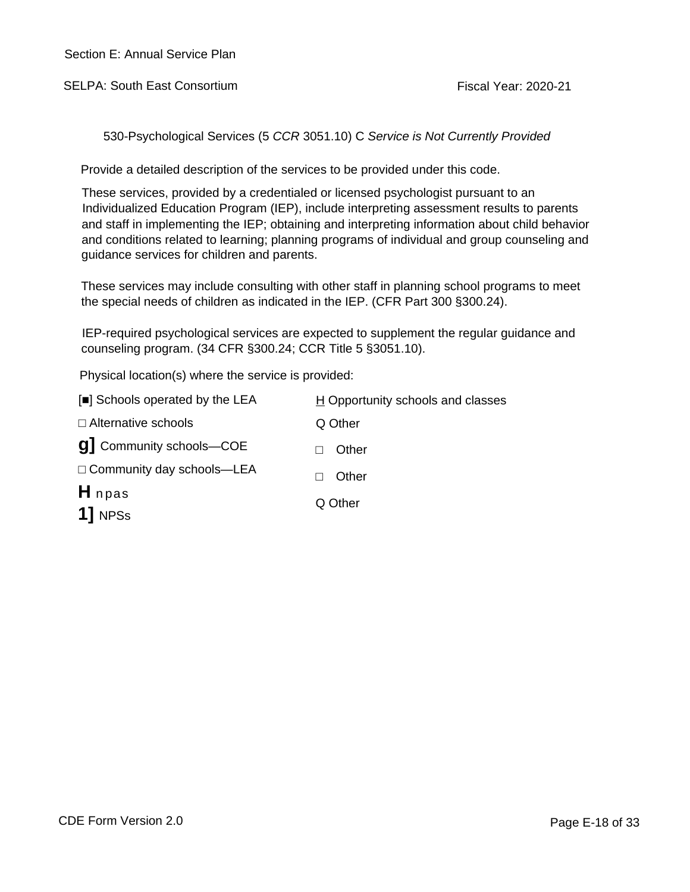Section E: Annual Service Plan

SELPA: South East Consortium

Fiscal Year: 2020-21

530-Psychological Services (5 *CCR* 3051.10) C *Service is Not Currently Provided*

Provide a detailed description of the services to be provided under this code.

These services, provided by a credentialed or licensed psychologist pursuant to an Individualized Education Program (IEP), include interpreting assessment results to parents and staff in implementing the IEP; obtaining and interpreting information about child behavior and conditions related to learning; planning programs of individual and group counseling and guidance services for children and parents.

These services may include consulting with other staff in planning school programs to meet the special needs of children as indicated in the IEP. (CFR Part 300 §300.24).

IEP-required psychological services are expected to supplement the regular guidance and counseling program. (34 CFR §300.24; CCR Title 5 §3051.10).

Physical location(s) where the service is provided:

[■] Schools operated by the LEA

□ Alternative schools

g] Community schools—COE

□ Community day schools—LEA

H npas

1] NPSs

H Opportunity schools and classes

Q Other

□ Other

□ Other

Q Other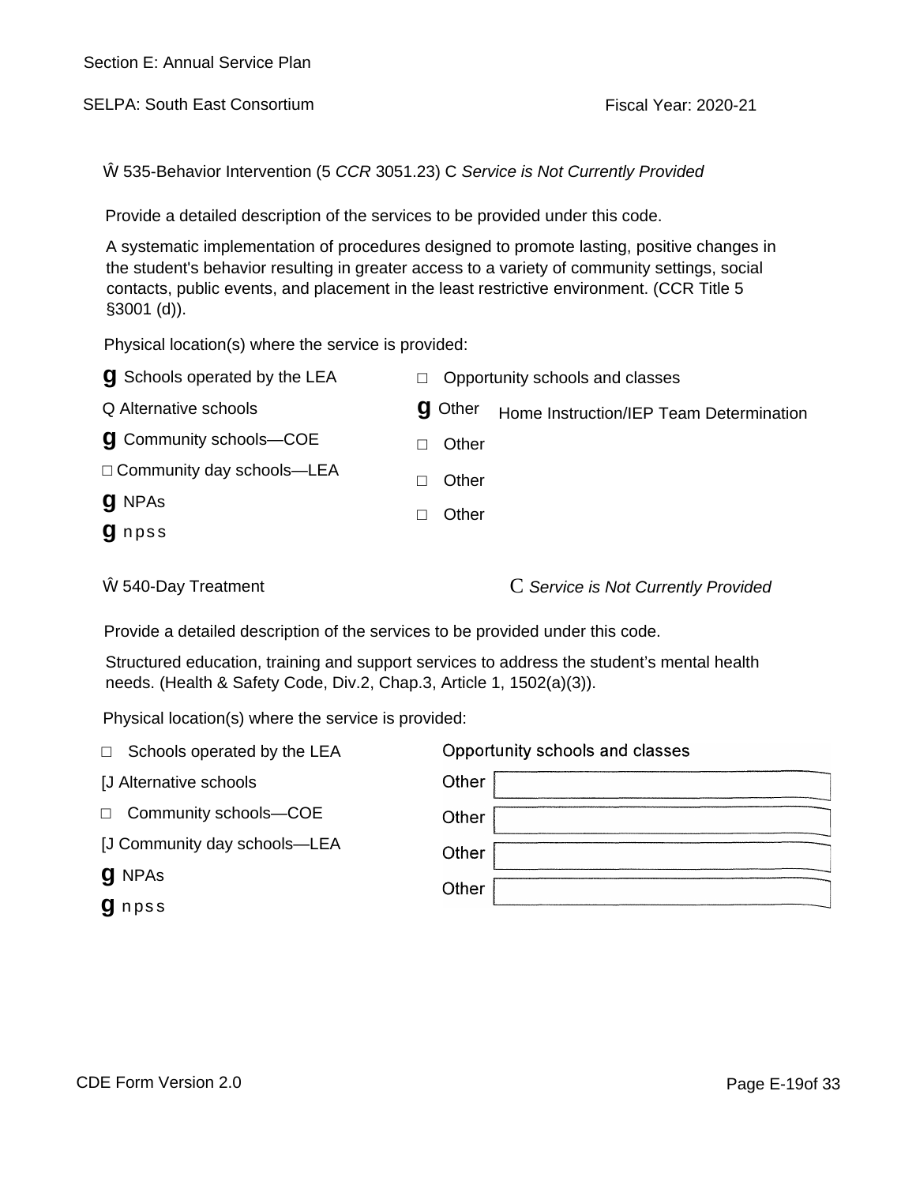Section E: Annual Service Plan

SELPA: South East Consortium

Fiscal Year: 2020-21

Ŵ 535-Behavior Intervention (5 *CCR* 3051.23) C *Service is Not Currently Provided*

Provide a detailed description of the services to be provided under this code.

A systematic implementation of procedures designed to promote lasting, positive changes in the student's behavior resulting in greater access to a variety of community settings, social contacts, public events, and placement in the least restrictive environment. (CCR Title 5 §3001 (d)).

Physical location(s) where the service is provided:

- **g** Schools operated by the LEA
- Q Alternative schools
- **g** Community schools—COE
- □ Community day schools—LEA
- **g** NPAs
- **g** npss
- □ Opportunity schools and classes
- **g** Other Home Instruction/IEP Team Determination
- □ Other
- □ Other
- □ Other

Ŵ 540-Day Treatment C *Service is Not Currently Provided*

Provide a detailed description of the services to be provided under this code.

Structured education, training and support services to address the student's mental health needs. (Health & Safety Code, Div.2, Chap.3, Article 1, 1502(a)(3)).

Physical location(s) where the service is provided:

- □ Schools operated by the LEA
- [J Alternative schools
- □ Community schools—COE
- [J Community day schools—LEA
- **g** NPAs
- **g** npss
- Opportunity schools and classes
- Other
- Other
- Other
- Other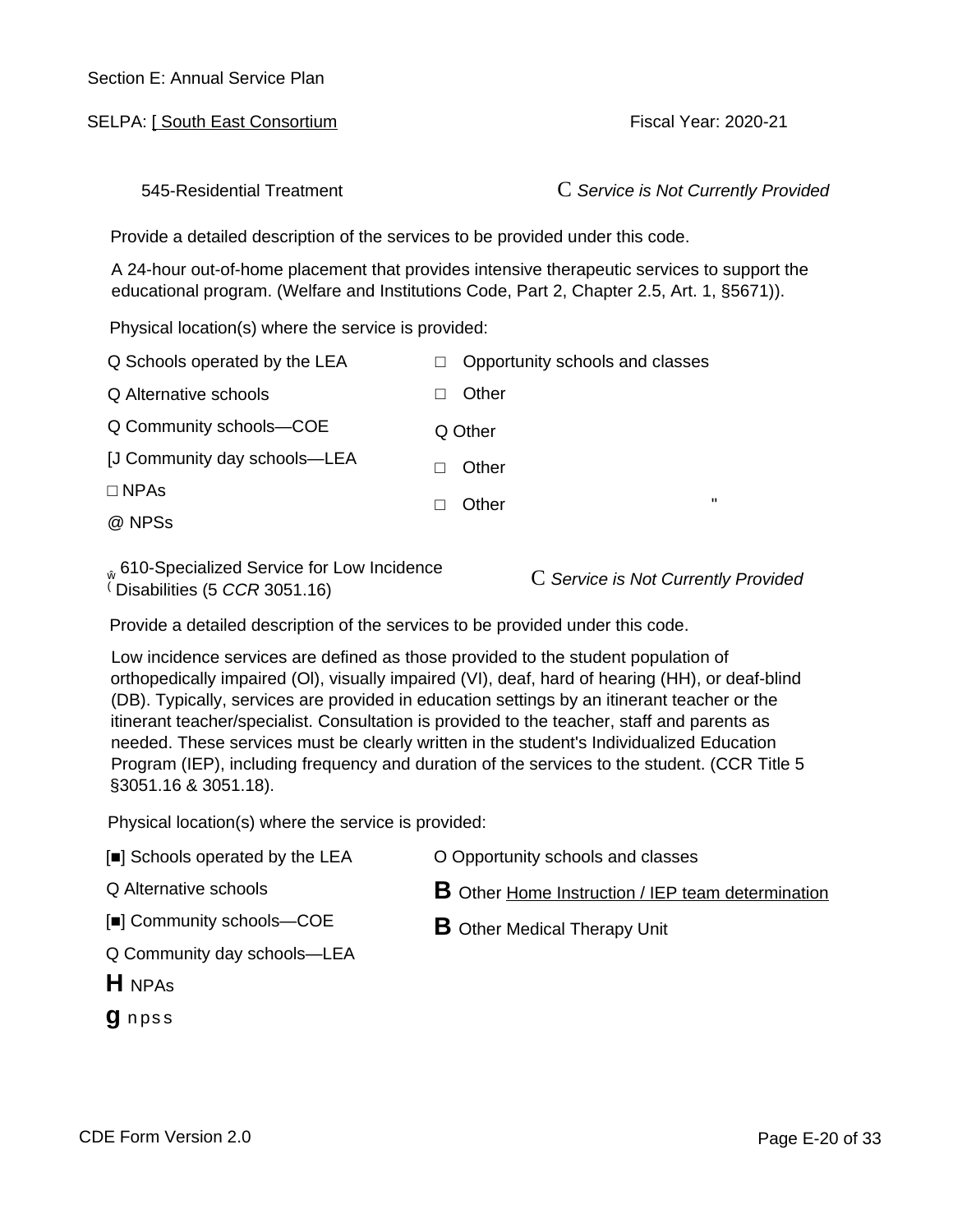Section E: Annual Service Plan

SELPA: [ South East Consortium

Fiscal Year: 2020-21

545-Residential Treatment

C *Service is Not Currently Provided*

Provide a detailed description of the services to be provided under this code.

A 24-hour out-of-home placement that provides intensive therapeutic services to support the educational program. (Welfare and Institutions Code, Part 2, Chapter 2.5, Art. 1, §5671)).

Physical location(s) where the service is provided:

Q Schools operated by the LEA

Q Alternative schools

Q Community schools—COE

[J Community day schools—LEA

□ NPAs

@ NPSs

□ Opportunity schools and classes

□ Other

Q Other

□ Other

□ Other "

ŵ 610-Specialized Service for Low Incidence Disabilities (5 *CCR* 3051.16)

C *Service is Not Currently Provided*

Provide a detailed description of the services to be provided under this code.

Low incidence services are defined as those provided to the student population of orthopedically impaired (Ol), visually impaired (VI), deaf, hard of hearing (HH), or deaf-blind (DB). Typically, services are provided in education settings by an itinerant teacher or the itinerant teacher/specialist. Consultation is provided to the teacher, staff and parents as needed. These services must be clearly written in the student's Individualized Education Program (IEP), including frequency and duration of the services to the student. (CCR Title 5 §3051.16 & 3051.18).

Physical location(s) where the service is provided:

[■] Schools operated by the LEA

Q Alternative schools

[■] Community schools—COE

Q Community day schools—LEA

**H** NPAs

**g** npss

O Opportunity schools and classes

**B** Other Home Instruction / IEP team determination

**B** Other Medical Therapy Unit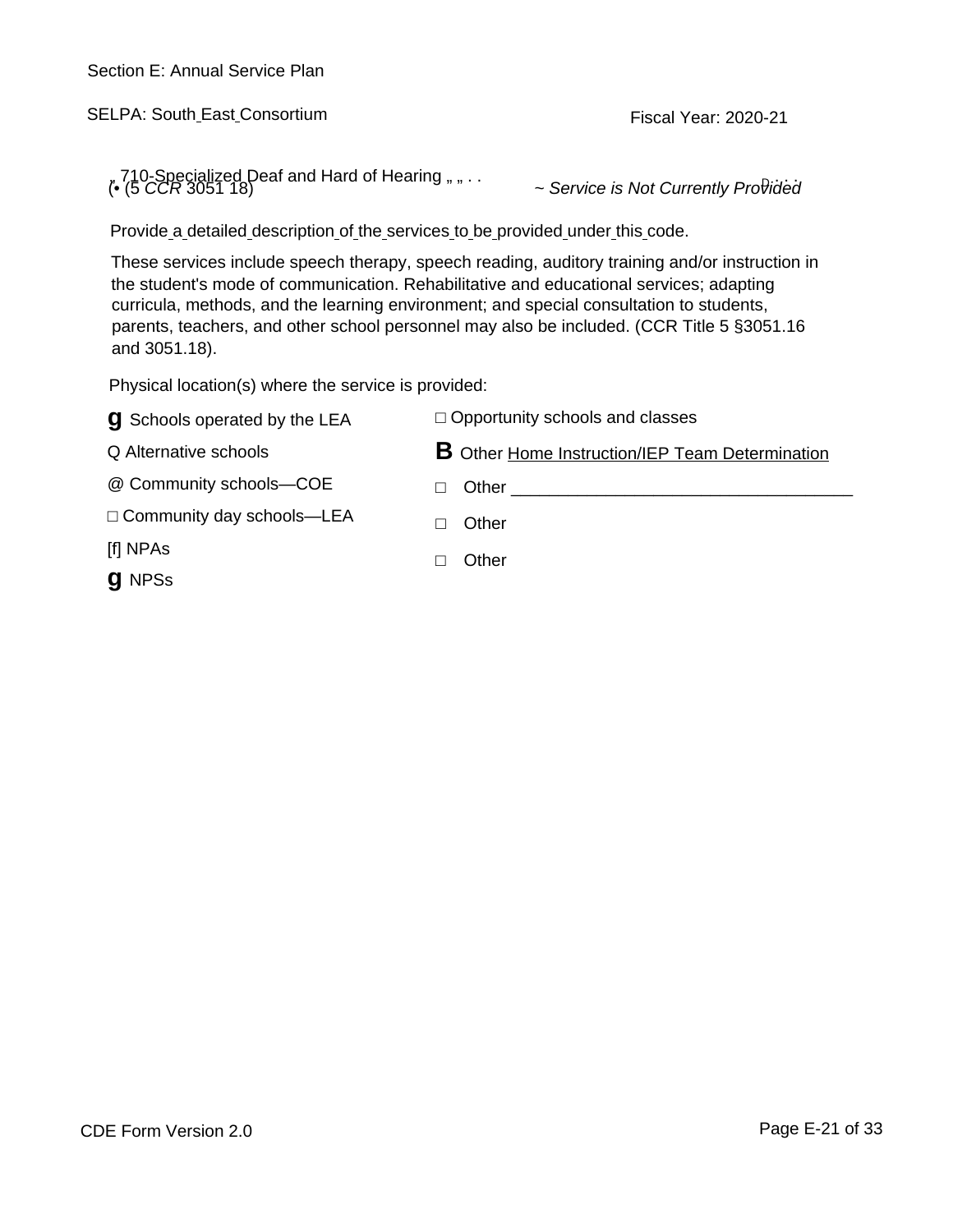Section E: Annual Service Plan

SELPA: South East Consortium

Fiscal Year: 2020-21

710-Specialized Deaf and Hard of Hearing (5 *CCR* 3051.18)

~ *Service is Not Currently Provided*

Provide a detailed description of the services to be provided under this code.

These services include speech therapy, speech reading, auditory training and/or instruction in the student's mode of communication. Rehabilitative and educational services; adapting curricula, methods, and the learning environment; and special consultation to students, parents, teachers, and other school personnel may also be included. (CCR Title 5 §3051.16 and 3051.18).

Physical location(s) where the service is provided:

- g Schools operated by the LEA
- Q Alternative schools
- @ Community schools—COE
- □ Community day schools—LEA
- [f] NPAs
- g NPSs
- □ Opportunity schools and classes
- B Other Home Instruction/IEP Team Determination
- □ Other ____________________________________
- □ Other
- □ Other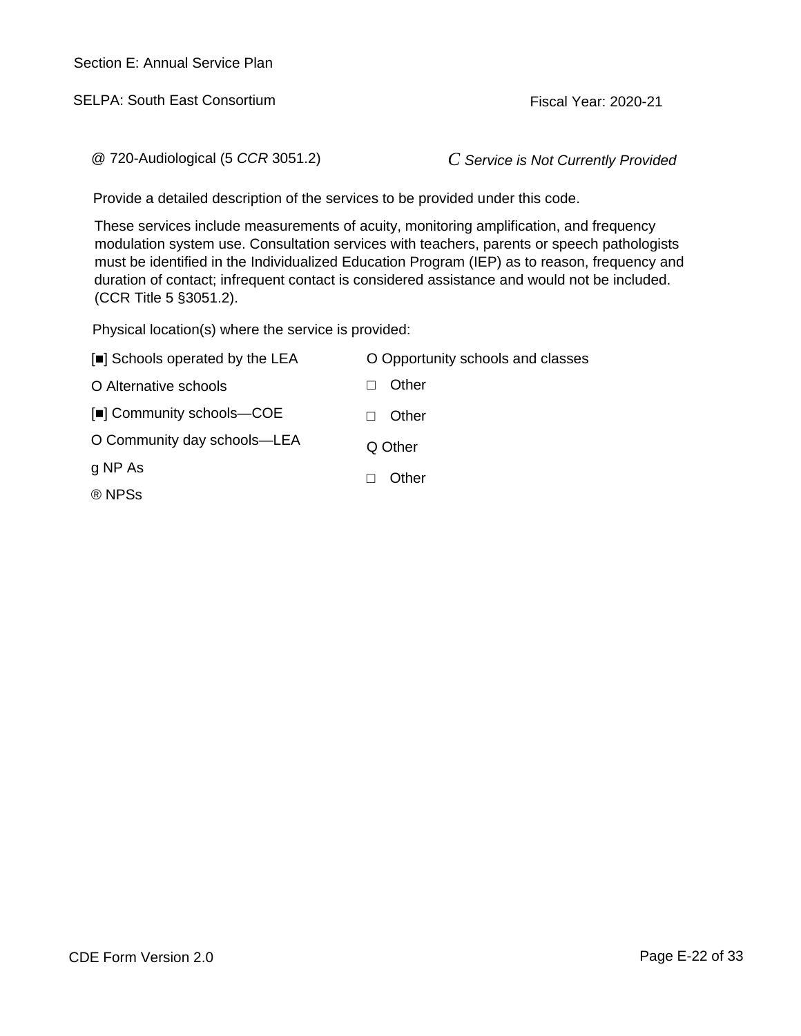Section E: Annual Service Plan

SELPA: South East Consortium

Fiscal Year: 2020-21

@ 720-Audiological (5 *CCR* 3051.2)

C *Service is Not Currently Provided*

Provide a detailed description of the services to be provided under this code.

These services include measurements of acuity, monitoring amplification, and frequency modulation system use. Consultation services with teachers, parents or speech pathologists must be identified in the Individualized Education Program (IEP) as to reason, frequency and duration of contact; infrequent contact is considered assistance and would not be included. (CCR Title 5 §3051.2).

Physical location(s) where the service is provided:

[■] Schools operated by the LEA

O Alternative schools

[■] Community schools—COE

O Community day schools—LEA

g NP As

® NPSs

O Opportunity schools and classes

□ Other

□ Other

Q Other

□ Other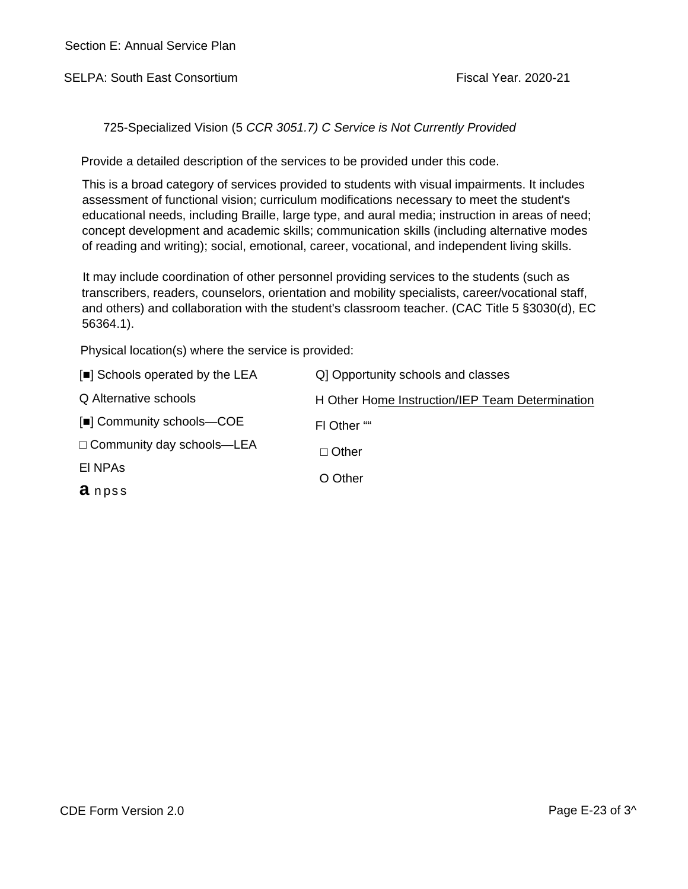Section E: Annual Service Plan

SELPA: South East Consortium

Fiscal Year. 2020-21

725-Specialized Vision (5 *CCR 3051.7) C Service is Not Currently Provided*

Provide a detailed description of the services to be provided under this code.

This is a broad category of services provided to students with visual impairments. It includes assessment of functional vision; curriculum modifications necessary to meet the student's educational needs, including Braille, large type, and aural media; instruction in areas of need; concept development and academic skills; communication skills (including alternative modes of reading and writing); social, emotional, career, vocational, and independent living skills.

It may include coordination of other personnel providing services to the students (such as transcribers, readers, counselors, orientation and mobility specialists, career/vocational staff, and others) and collaboration with the student's classroom teacher. (CAC Title 5 §3030(d), EC 56364.1).

Physical location(s) where the service is provided:

[■] Schools operated by the LEA

Q Alternative schools

[■] Community schools—COE

□ Community day schools—LEA

El NPAs

**a** npss

Q] Opportunity schools and classes

H Other Home Instruction/IEP Team Determination

Fl Other ""

□ Other

O Other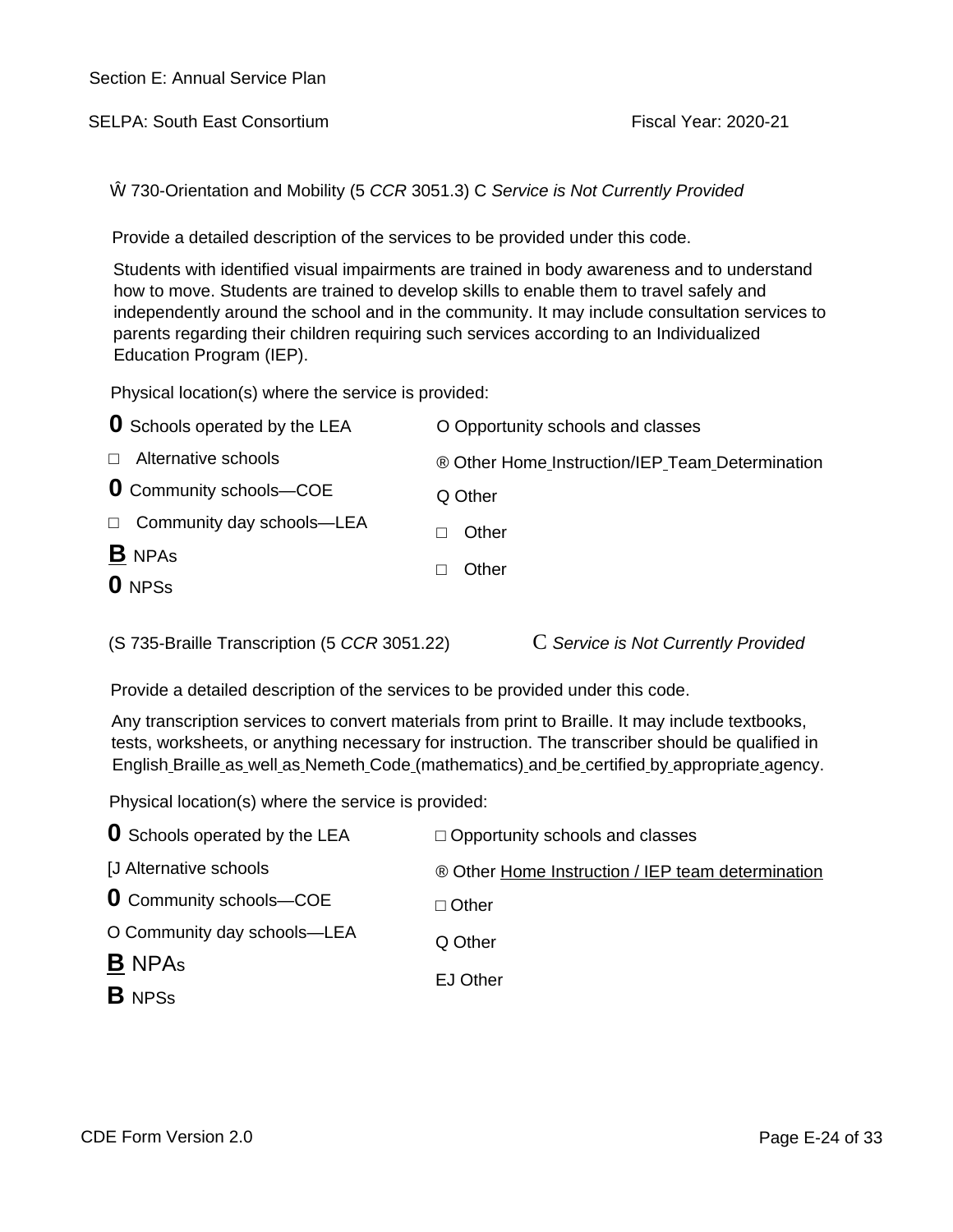Section E: Annual Service Plan

SELPA: South East Consortium

Fiscal Year: 2020-21

Ŵ 730-Orientation and Mobility (5 *CCR* 3051.3) C *Service is Not Currently Provided*

Provide a detailed description of the services to be provided under this code.

Students with identified visual impairments are trained in body awareness and to understand how to move. Students are trained to develop skills to enable them to travel safely and independently around the school and in the community. It may include consultation services to parents regarding their children requiring such services according to an Individualized Education Program (IEP).

Physical location(s) where the service is provided:

**0** Schools operated by the LEA

□ Alternative schools

**0** Community schools—COE

□ Community day schools—LEA

**B** NPAs

**0** NPSs

O Opportunity schools and classes

® Other Home Instruction/IEP Team Determination

Q Other

□ Other

□ Other

(S 735-Braille Transcription (5 *CCR* 3051.22) C *Service is Not Currently Provided*

Provide a detailed description of the services to be provided under this code.

Any transcription services to convert materials from print to Braille. It may include textbooks, tests, worksheets, or anything necessary for instruction. The transcriber should be qualified in English Braille as well as Nemeth Code (mathematics) and be certified by appropriate agency.

Physical location(s) where the service is provided:

**0** Schools operated by the LEA

[J Alternative schools

**0** Community schools—COE

O Community day schools—LEA

**B** NPAs

**B** NPSs

□ Opportunity schools and classes

® Other Home Instruction / IEP team determination

□ Other

Q Other

EJ Other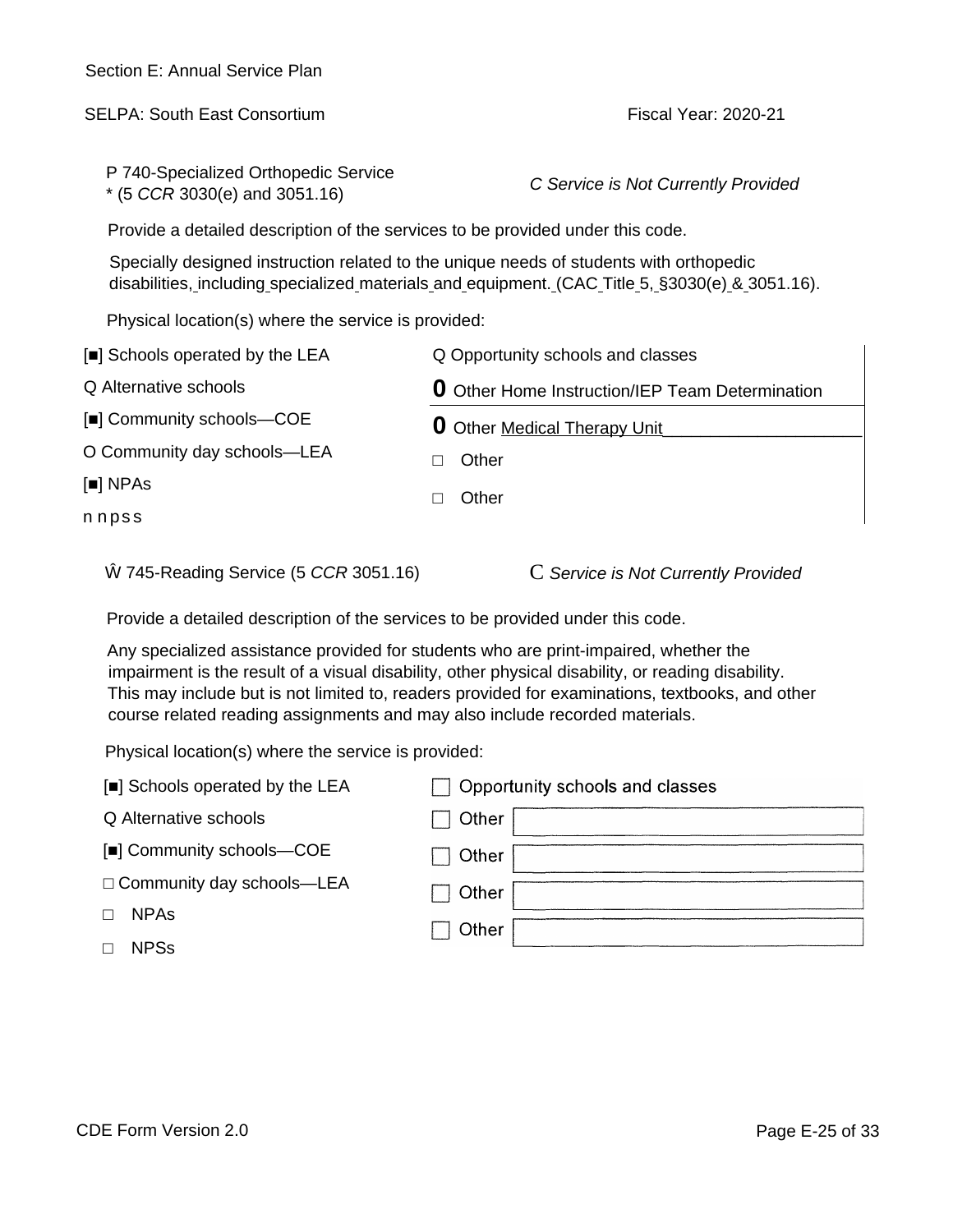Section E: Annual Service Plan

SELPA: South East Consortium

Fiscal Year: 2020-21

P 740-Specialized Orthopedic Service
* (5 *CCR* 3030(e) and 3051.16)

*C Service is Not Currently Provided*

Provide a detailed description of the services to be provided under this code.

Specially designed instruction related to the unique needs of students with orthopedic disabilities, including specialized materials and equipment. (CAC Title 5, §3030(e) & 3051.16).

Physical location(s) where the service is provided:

- [■] Schools operated by the LEA
- Q Alternative schools
- [■] Community schools—COE
- O Community day schools—LEA
- [■] NPAs
- n n p s s
- Q Opportunity schools and classes
- **0** Other Home Instruction/IEP Team Determination
- **0** Other Medical Therapy Unit
- □ Other
- □ Other

Ŵ 745-Reading Service (5 *CCR* 3051.16)

C *Service is Not Currently Provided*

Provide a detailed description of the services to be provided under this code.

Any specialized assistance provided for students who are print-impaired, whether the impairment is the result of a visual disability, other physical disability, or reading disability. This may include but is not limited to, readers provided for examinations, textbooks, and other course related reading assignments and may also include recorded materials.

Physical location(s) where the service is provided:

- [■] Schools operated by the LEA
- Q Alternative schools
- [■] Community schools—COE
- □ Community day schools—LEA
- □ NPAs
- □ NPSs
- ☐ Opportunity schools and classes
- ☐ Other
- ☐ Other
- ☐ Other
- ☐ Other

CDE Form Version 2.0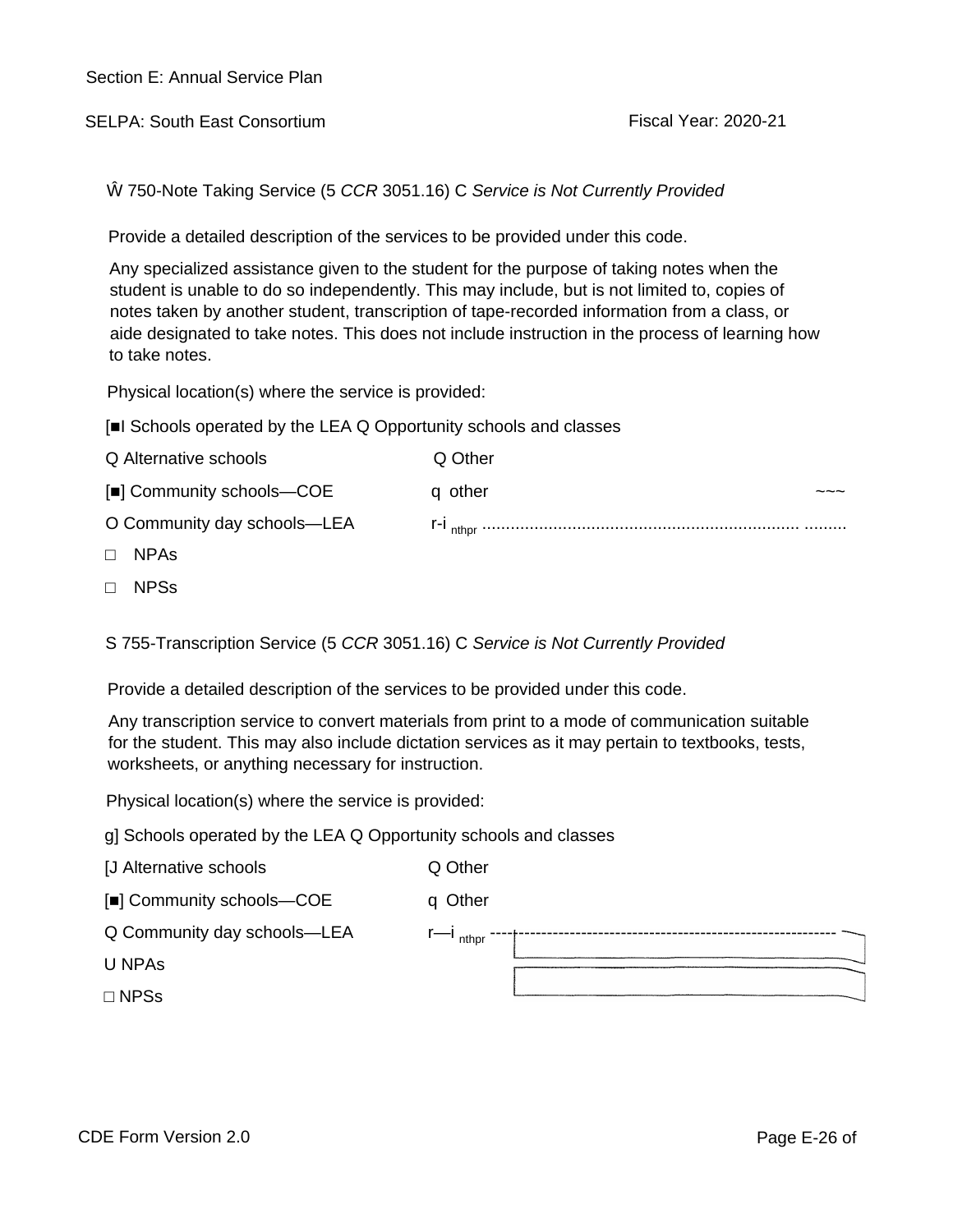Section E: Annual Service Plan

SELPA: South East Consortium

Fiscal Year: 2020-21

Ŵ 750-Note Taking Service (5 *CCR* 3051.16) C *Service is Not Currently Provided*

Provide a detailed description of the services to be provided under this code.

Any specialized assistance given to the student for the purpose of taking notes when the student is unable to do so independently. This may include, but is not limited to, copies of notes taken by another student, transcription of tape-recorded information from a class, or aide designated to take notes. This does not include instruction in the process of learning how to take notes.

Physical location(s) where the service is provided:

[■I Schools operated by the LEA Q Opportunity schools and classes

Q Alternative schools Q Other

[■] Community schools—COE q other ~~~

O Community day schools—LEA r-i nthpr ................................................................. .........

□ NPAs

□ NPSs

S 755-Transcription Service (5 *CCR* 3051.16) C *Service is Not Currently Provided*

Provide a detailed description of the services to be provided under this code.

Any transcription service to convert materials from print to a mode of communication suitable for the student. This may also include dictation services as it may pertain to textbooks, tests, worksheets, or anything necessary for instruction.

Physical location(s) where the service is provided:

g] Schools operated by the LEA Q Opportunity schools and classes

[J Alternative schools Q Other

[■] Community schools—COE q Other

Q Community day schools—LEA r—i nthpr

U NPAs

□ NPSs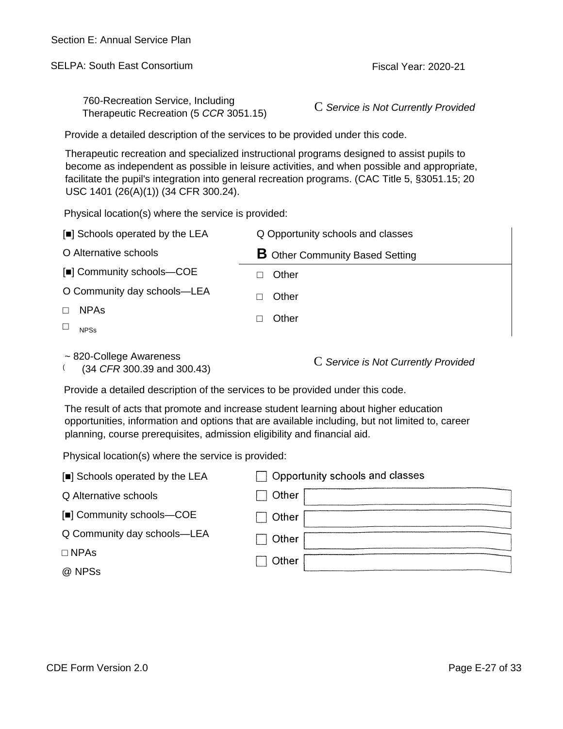Section E: Annual Service Plan

SELPA: South East Consortium

Fiscal Year: 2020-21

760-Recreation Service, Including Therapeutic Recreation (5 *CCR* 3051.15)

C *Service is Not Currently Provided*

Provide a detailed description of the services to be provided under this code.

Therapeutic recreation and specialized instructional programs designed to assist pupils to become as independent as possible in leisure activities, and when possible and appropriate, facilitate the pupil's integration into general recreation programs. (CAC Title 5, §3051.15; 20 USC 1401 (26(A)(1)) (34 CFR 300.24).

Physical location(s) where the service is provided:

- [■] Schools operated by the LEA
- O Alternative schools
- [■] Community schools—COE
- O Community day schools—LEA
- □ NPAs
- □ NPSs
- Q Opportunity schools and classes
- **B** Other Community Based Setting
- □ Other
- □ Other
- □ Other

~ 820-College Awareness (34 *CFR* 300.39 and 300.43)

C *Service is Not Currently Provided*

Provide a detailed description of the services to be provided under this code.

The result of acts that promote and increase student learning about higher education opportunities, information and options that are available including, but not limited to, career planning, course prerequisites, admission eligibility and financial aid.

Physical location(s) where the service is provided:

- [■] Schools operated by the LEA
- Q Alternative schools
- [■] Community schools—COE
- Q Community day schools—LEA
- □ NPAs
- @ NPSs
- □ Opportunity schools and classes
- □ Other
- □ Other
- □ Other
- □ Other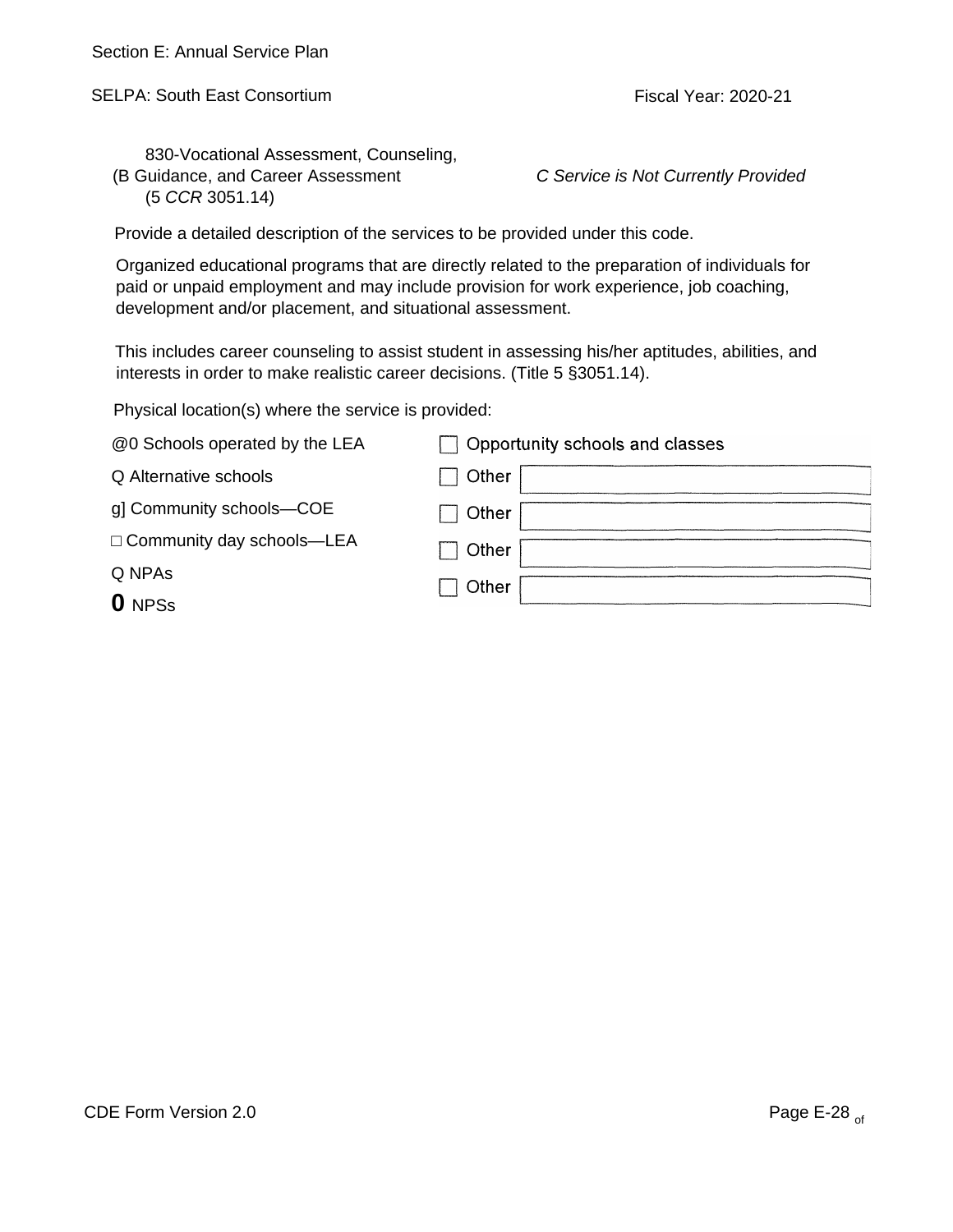Section E: Annual Service Plan

SELPA: South East Consortium

Fiscal Year: 2020-21

830-Vocational Assessment, Counseling,
(B Guidance, and Career Assessment
(5 *CCR* 3051.14)

*C Service is Not Currently Provided*

Provide a detailed description of the services to be provided under this code.

Organized educational programs that are directly related to the preparation of individuals for paid or unpaid employment and may include provision for work experience, job coaching, development and/or placement, and situational assessment.

This includes career counseling to assist student in assessing his/her aptitudes, abilities, and interests in order to make realistic career decisions. (Title 5 §3051.14).

Physical location(s) where the service is provided:

@0 Schools operated by the LEA

Q Alternative schools

g] Community schools—COE

□ Community day schools—LEA

Q NPAs

**0** NPSs

☐ Opportunity schools and classes

☐ Other

☐ Other

☐ Other

☐ Other

CDE Form Version 2.0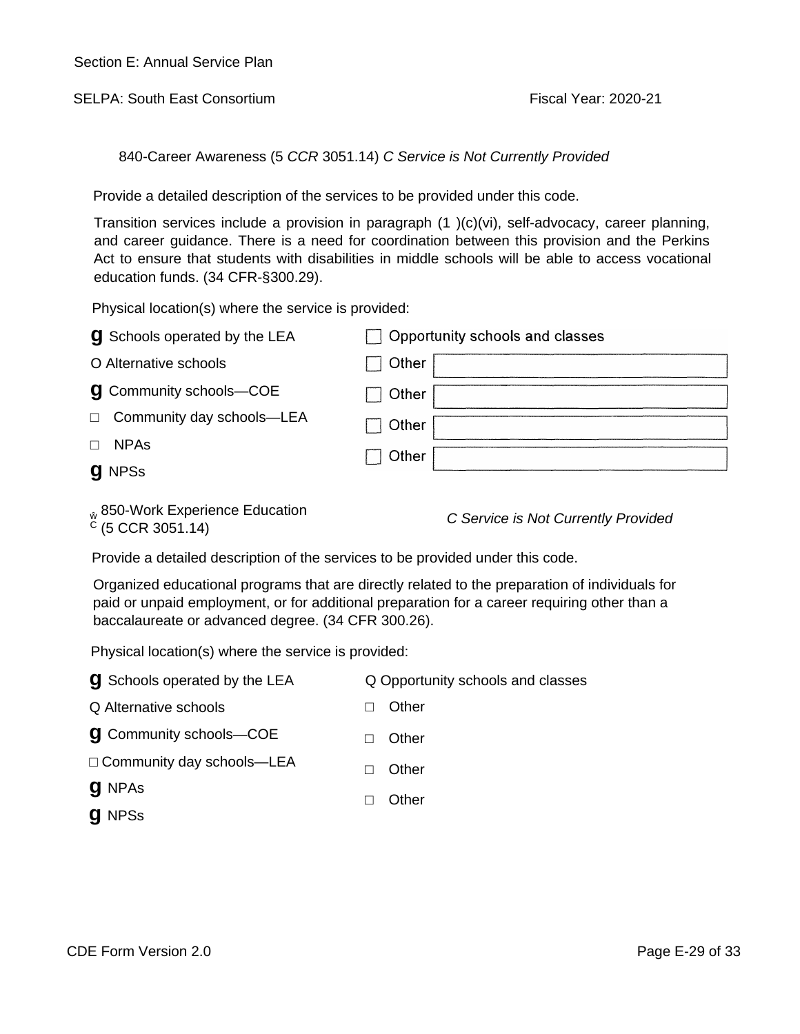Section E: Annual Service Plan

SELPA: South East Consortium    Fiscal Year: 2020-21

840-Career Awareness (5 *CCR* 3051.14) *C Service is Not Currently Provided*

Provide a detailed description of the services to be provided under this code.

Transition services include a provision in paragraph (1 )(c)(vi), self-advocacy, career planning, and career guidance. There is a need for coordination between this provision and the Perkins Act to ensure that students with disabilities in middle schools will be able to access vocational education funds. (34 CFR-§300.29).

Physical location(s) where the service is provided:

- g Schools operated by the LEA
- O Alternative schools
- g Community schools—COE
- □ Community day schools—LEA
- □ NPAs
- g NPSs
- ☐ Opportunity schools and classes
- ☐ Other
- ☐ Other
- ☐ Other
- ☐ Other

ŵ C 850-Work Experience Education (5 CCR 3051.14) *C Service is Not Currently Provided*

Provide a detailed description of the services to be provided under this code.

Organized educational programs that are directly related to the preparation of individuals for paid or unpaid employment, or for additional preparation for a career requiring other than a baccalaureate or advanced degree. (34 CFR 300.26).

Physical location(s) where the service is provided:

- g Schools operated by the LEA
- Q Alternative schools
- g Community schools—COE
- □ Community day schools—LEA
- g NPAs
- g NPSs
- Q Opportunity schools and classes
- □ Other
- □ Other
- □ Other
- □ Other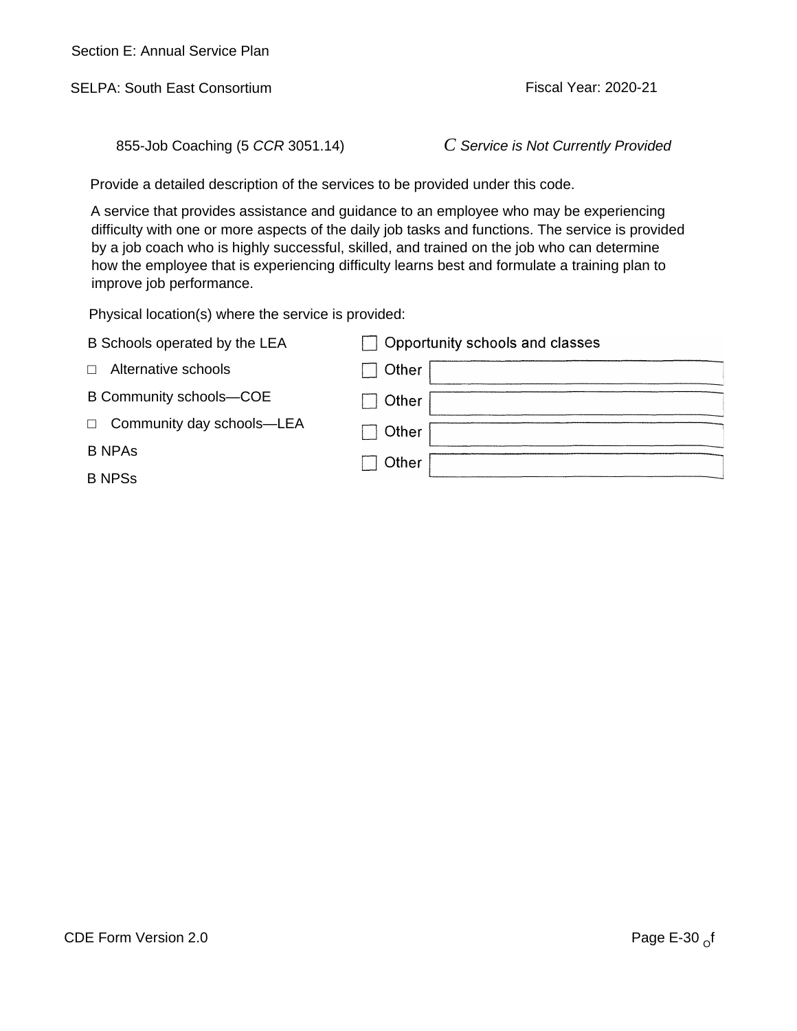Section E: Annual Service Plan

SELPA: South East Consortium

Fiscal Year: 2020-21

855-Job Coaching (5 *CCR* 3051.14)

C *Service is Not Currently Provided*

Provide a detailed description of the services to be provided under this code.

A service that provides assistance and guidance to an employee who may be experiencing difficulty with one or more aspects of the daily job tasks and functions. The service is provided by a job coach who is highly successful, skilled, and trained on the job who can determine how the employee that is experiencing difficulty learns best and formulate a training plan to improve job performance.

Physical location(s) where the service is provided:

- B Schools operated by the LEA
- □ Alternative schools
- B Community schools—COE
- □ Community day schools—LEA
- B NPAs
- B NPSs
- □ Opportunity schools and classes
- □ Other
- □ Other
- □ Other
- □ Other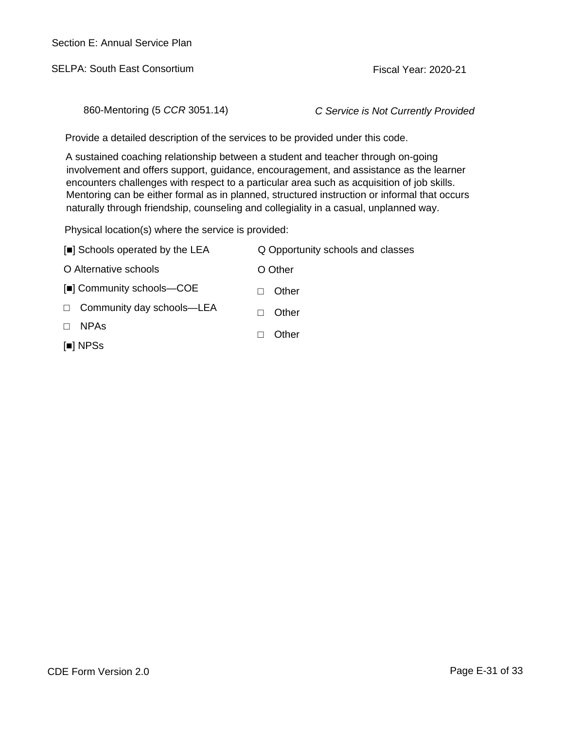Section E: Annual Service Plan

SELPA: South East Consortium

Fiscal Year: 2020-21

860-Mentoring (5 *CCR* 3051.14) *C Service is Not Currently Provided*

Provide a detailed description of the services to be provided under this code.

A sustained coaching relationship between a student and teacher through on-going involvement and offers support, guidance, encouragement, and assistance as the learner encounters challenges with respect to a particular area such as acquisition of job skills. Mentoring can be either formal as in planned, structured instruction or informal that occurs naturally through friendship, counseling and collegiality in a casual, unplanned way.

Physical location(s) where the service is provided:

- [■] Schools operated by the LEA
- O Alternative schools
- [■] Community schools—COE
- □ Community day schools—LEA
- □ NPAs
- [■] NPSs
- Q Opportunity schools and classes
- O Other
- □ Other
- □ Other
- □ Other

CDE Form Version 2.0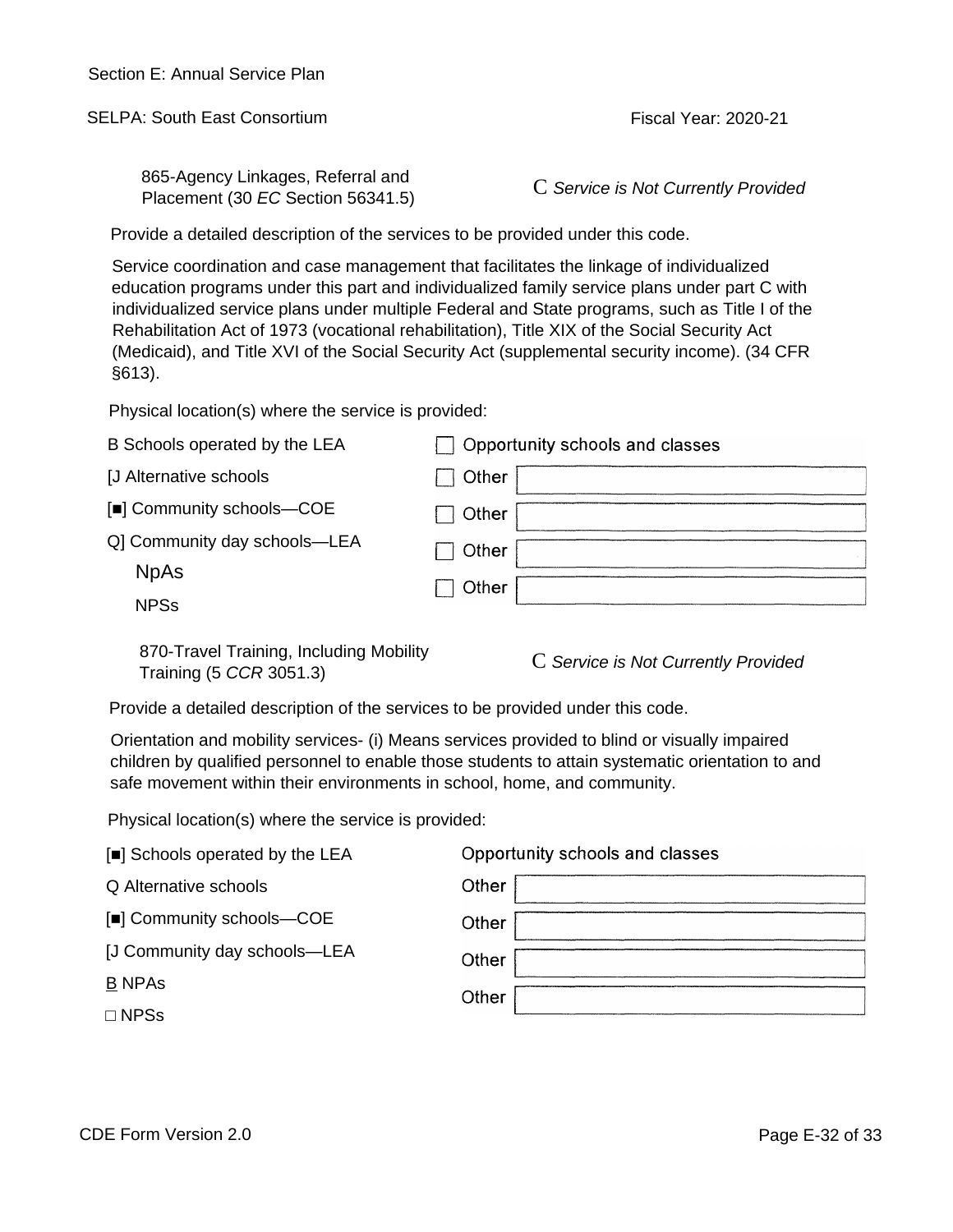Section E: Annual Service Plan

SELPA: South East Consortium

Fiscal Year: 2020-21

865-Agency Linkages, Referral and Placement (30 *EC* Section 56341.5)

C *Service is Not Currently Provided*

Provide a detailed description of the services to be provided under this code.

Service coordination and case management that facilitates the linkage of individualized education programs under this part and individualized family service plans under part C with individualized service plans under multiple Federal and State programs, such as Title I of the Rehabilitation Act of 1973 (vocational rehabilitation), Title XIX of the Social Security Act (Medicaid), and Title XVI of the Social Security Act (supplemental security income). (34 CFR §613).

Physical location(s) where the service is provided:

B Schools operated by the LEA

[J Alternative schools

[■] Community schools—COE

Q] Community day schools—LEA

NpAs

NPSs

☐ Opportunity schools and classes

☐ Other

☐ Other

☐ Other

☐ Other

870-Travel Training, Including Mobility Training (5 *CCR* 3051.3)

C *Service is Not Currently Provided*

Provide a detailed description of the services to be provided under this code.

Orientation and mobility services- (i) Means services provided to blind or visually impaired children by qualified personnel to enable those students to attain systematic orientation to and safe movement within their environments in school, home, and community.

Physical location(s) where the service is provided:

[■] Schools operated by the LEA

Q Alternative schools

[■] Community schools—COE

[J Community day schools—LEA

B NPAs

☐ NPSs

Opportunity schools and classes

Other

Other

Other

Other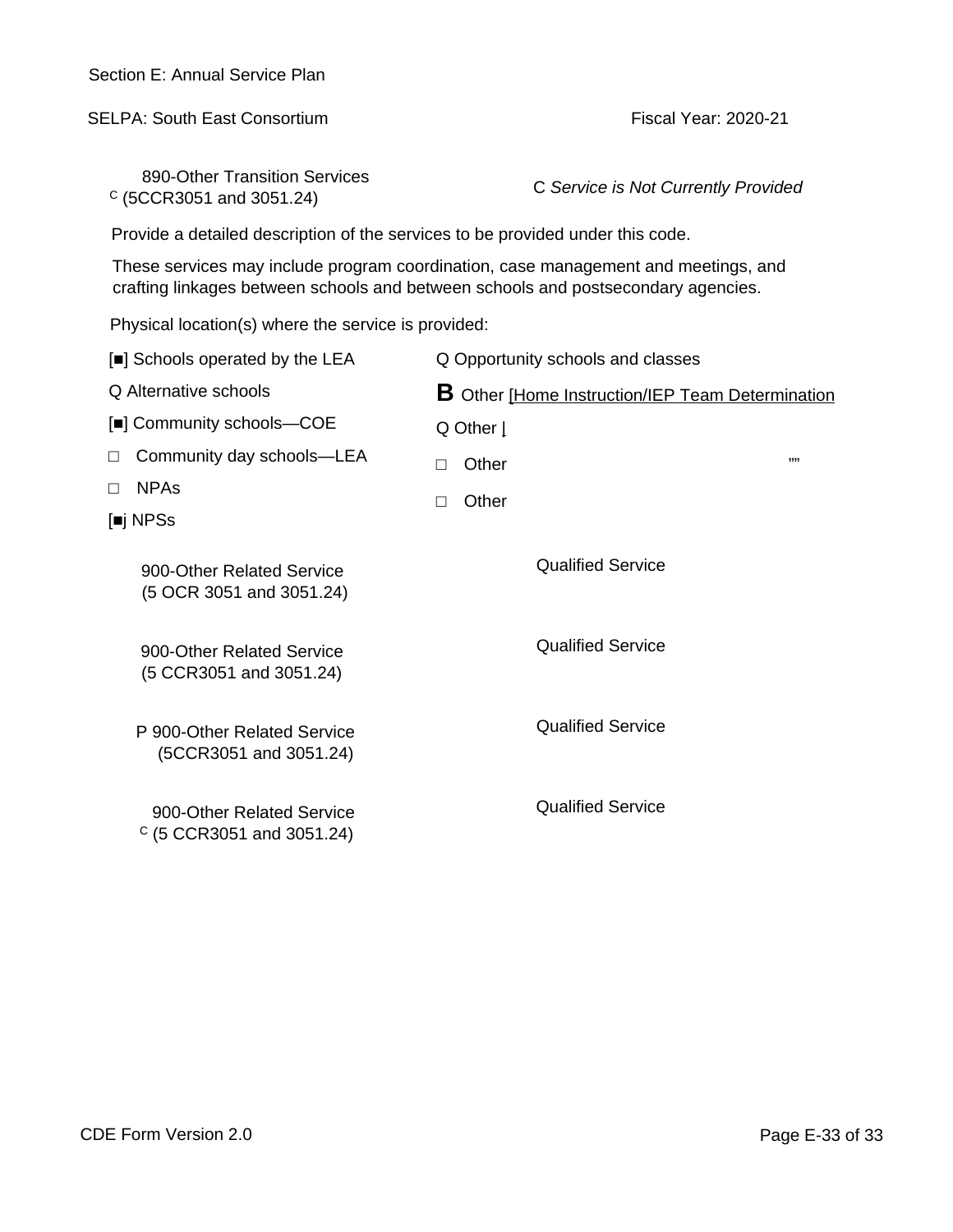Section E: Annual Service Plan

SELPA: South East Consortium

Fiscal Year: 2020-21

890-Other Transition Services
C (5CCR3051 and 3051.24)

C *Service is Not Currently Provided*

Provide a detailed description of the services to be provided under this code.

These services may include program coordination, case management and meetings, and crafting linkages between schools and between schools and postsecondary agencies.

Physical location(s) where the service is provided:

[■] Schools operated by the LEA

Q Alternative schools

[■] Community schools—COE

□ Community day schools—LEA

□ NPAs

[■j NPSs

Q Opportunity schools and classes

**B** Other [Home Instruction/IEP Team Determination

Q Other |

□ Other ""

□ Other

900-Other Related Service
(5 OCR 3051 and 3051.24)

Qualified Service

900-Other Related Service
(5 CCR3051 and 3051.24)

Qualified Service

P 900-Other Related Service
(5CCR3051 and 3051.24)

Qualified Service

900-Other Related Service
C (5 CCR3051 and 3051.24)

Qualified Service

CDE Form Version 2.0